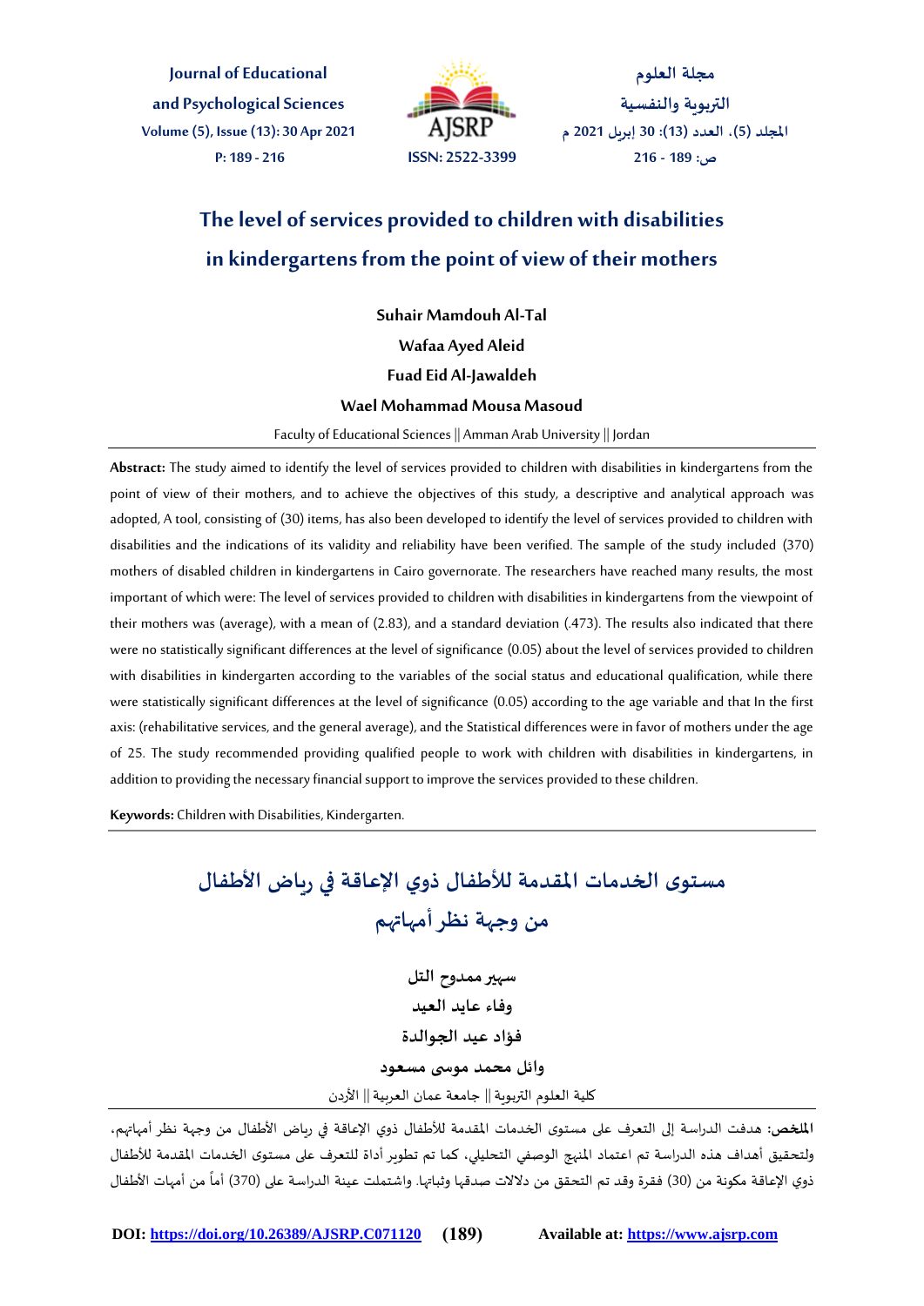# The level of services provided to children with disabilities in kindergartens from the point of view of their mothers

**Suhair Mamdouh Al-Tal**

**Wafaa Ayed Aleid**

**Fuad Eid Al-Jawaldeh**

**Wael Mohammad Mousa Masoud**

Faculty of Educational Sciences || Amman Arab University || Jordan

**Abstract:** The study aimed to identify the level of services provided to children with disabilities in kindergartens from the point of view of their mothers, and to achieve the objectives of this study, a descriptive and analytical approach was adopted, A tool, consisting of (30) items, has also been developed to identify the level of services provided to children with disabilities and the indications of its validity and reliability have been verified. The sample of the study included (370) mothers of disabled children in kindergartens in Cairo governorate. The researchers have reached many results, the most important of which were: The level of services provided to children with disabilities in kindergartens from the viewpoint of their mothers was (average), with a mean of (2.83), and a standard deviation (.473). The results also indicated that there were no statistically significant differences at the level of significance (0.05) about the level of services provided to children with disabilities in kindergarten according to the variables of the social status and educational qualification, while there were statistically significant differences at the level of significance (0.05) according to the age variable and that In the first axis: (rehabilitative services, and the general average), and the Statistical differences were in favor of mothers under the age of 25. The study recommended providing qualified people to work with children with disabilities in kindergartens, in addition to providing the necessary financial support to improve the services provided to these children.

**Keywords:** Children with Disabilities, Kindergarten.

# مستوى الخدمات المقدمة للأطفال ذوي الإعاقة في رياض الأطفال من وجهة نظر أمهاتهم

**سهير ممدوح التل**

**وفاء عايد العيد**

**فؤاد عيد الجوالدة**

**وائل محمد موسى مسعود**

كلية العلوم التربوية || جامعة عمان العربية || الأردن

**الملخص:** هدفت الدراسة إلى التعرف على مستوى الخدمات المقدمة للأطفال ذوي الإعاقة في رياض الأطفال من وجهة نظر أمهاتهم، ولتحقيق أهداف هذه الدراسة تم اعتماد المنهج الوصفي التحليلي، كما تم تطوير أداة للتعرف على مستوى الخدمات المقدمة للأطفال ذوي الإعاقة مكونة من (30) فقرة وقد تم التحقق من دلالات صدقها وثباتها. واشتملت عينة الدراسة على (370) أماً من أمهات الأطفال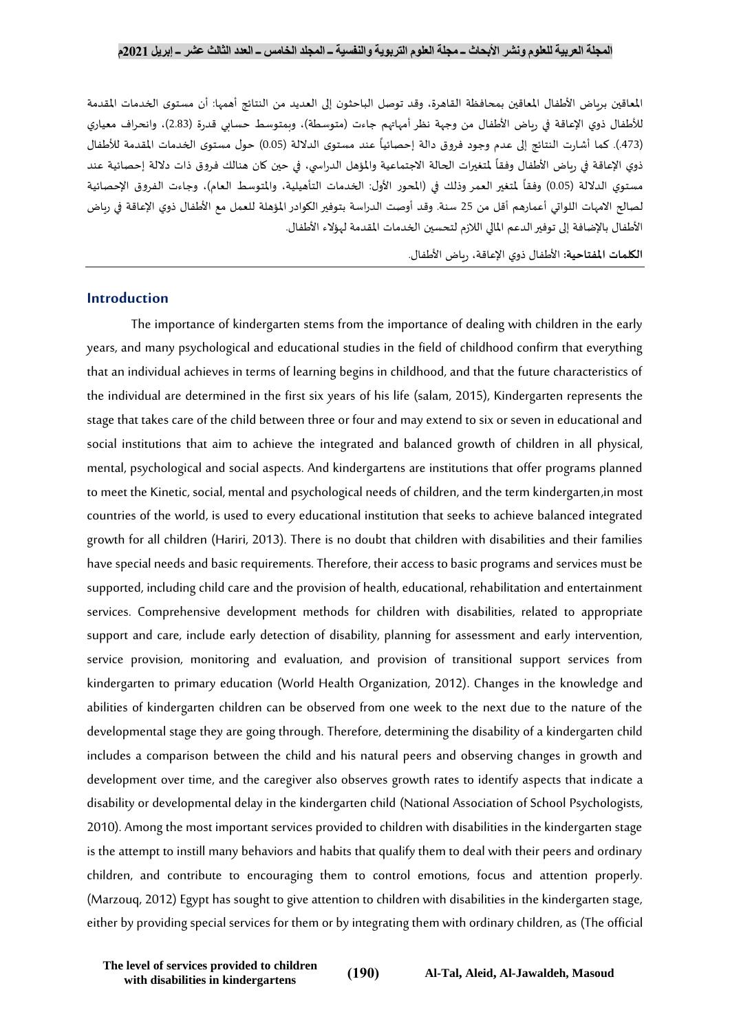المعاقين برياض الأطفال المعاقين بمحافظة القاهرة، وقد توصل الباحثون إلى العديد من النتائج أهمها: أن مستوى الخدمات المقدمة للأطفال ذوي الإعاقة في رياض الأطفال من وجهة نظر أمهاتهم جاءت (متوسطة)، وبمتوسط حسابي قدرة (2.83)، وانحراف معياري (473.). كما أشارت النتائج إلى عدم وجود فروق دالة إحصائياً عند مستوى الدلالة (0.05) حول مستوى الخدمات المقدمة للأطفال ذوي الإعاقة في رياض الأطفال وفقاً لمتغيرات الحالة الاجتماعية والمؤهل الدراسي، في حين كان هنالك فروق ذات دلالة إحصائية عند مستوي الدلالة (0.05) وفقاً لمتغير العمر وذلك في (المحور الأول: الخدمات التأهيلية، والمتوسط العام)، وجاءت الفروق الإحصائية لصالح الامهات اللواتي أعمارهم أقل من 25 سنة. وقد أوصت الدراسة بتوفير الكوادر المؤهلة للعمل مع الأطفال ذوي الإعاقة في رياض الأطفال بالإضافة إلى توفير الدعم المالي اللازم لتحسين الخدمات المقدمة لهؤلاء الأطفال.

**الكلمات المفتاحية:** الأطفال ذوي الإعاقة، رياض الأطفال.

## Introduction

The importance of kindergarten stems from the importance of dealing with children in the early years, and many psychological and educational studies in the field of childhood confirm that everything that an individual achieves in terms of learning begins in childhood, and that the future characteristics of the individual are determined in the first six years of his life (salam, 2015), Kindergarten represents the stage that takes care of the child between three or four and may extend to six or seven in educational and social institutions that aim to achieve the integrated and balanced growth of children in all physical, mental, psychological and social aspects. And kindergartens are institutions that offer programs planned to meet the Kinetic, social, mental and psychological needs of children, and the term kindergarten,in most countries of the world, is used to every educational institution that seeks to achieve balanced integrated growth for all children (Hariri, 2013). There is no doubt that children with disabilities and their families have special needs and basic requirements. Therefore, their access to basic programs and services must be supported, including child care and the provision of health, educational, rehabilitation and entertainment services. Comprehensive development methods for children with disabilities, related to appropriate support and care, include early detection of disability, planning for assessment and early intervention, service provision, monitoring and evaluation, and provision of transitional support services from kindergarten to primary education (World Health Organization, 2012). Changes in the knowledge and abilities of kindergarten children can be observed from one week to the next due to the nature of the developmental stage they are going through. Therefore, determining the disability of a kindergarten child includes a comparison between the child and his natural peers and observing changes in growth and development over time, and the caregiver also observes growth rates to identify aspects that indicate a disability or developmental delay in the kindergarten child (National Association of School Psychologists, 2010). Among the most important services provided to children with disabilities in the kindergarten stage is the attempt to instill many behaviors and habits that qualify them to deal with their peers and ordinary children, and contribute to encouraging them to control emotions, focus and attention properly. (Marzouq, 2012) Egypt has sought to give attention to children with disabilities in the kindergarten stage, either by providing special services for them or by integrating them with ordinary children, as (The official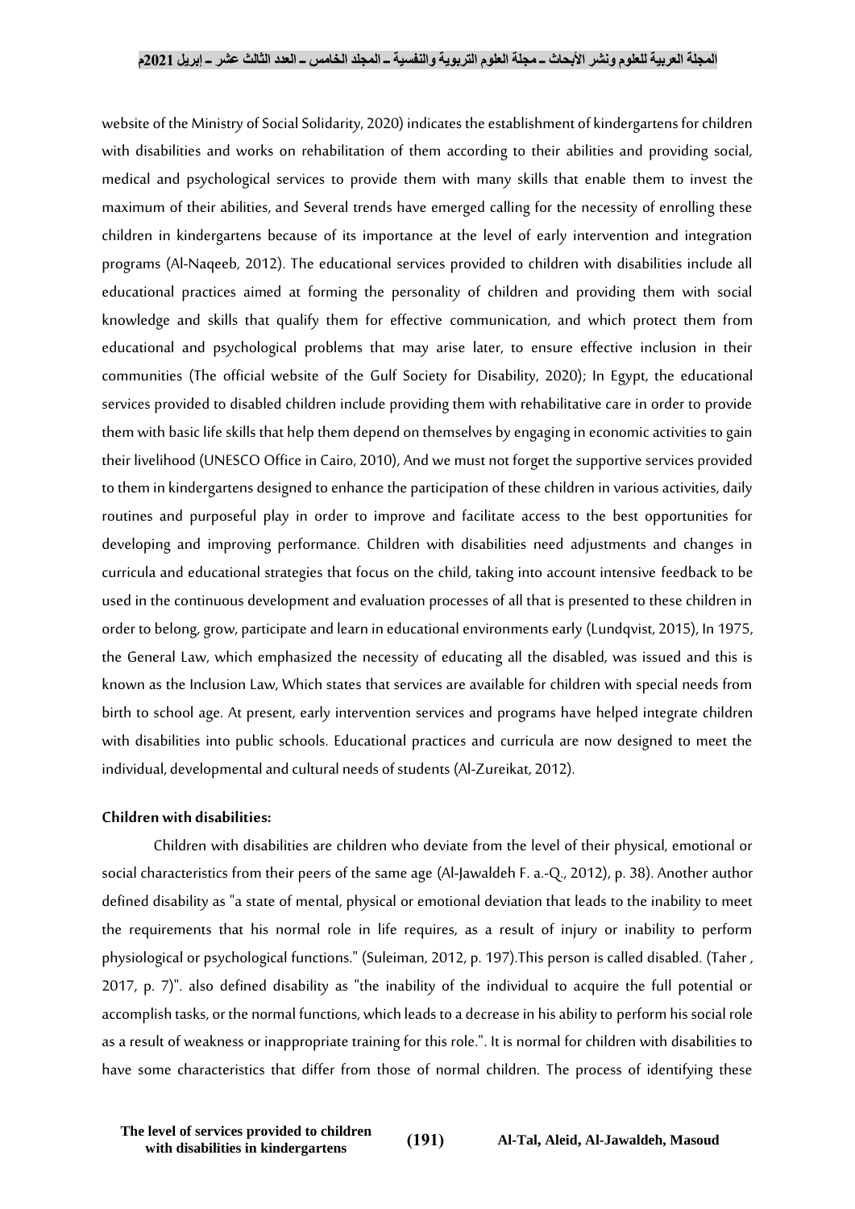website of the Ministry of Social Solidarity, 2020) indicates the establishment of kindergartens for children with disabilities and works on rehabilitation of them according to their abilities and providing social, medical and psychological services to provide them with many skills that enable them to invest the maximum of their abilities, and Several trends have emerged calling for the necessity of enrolling these children in kindergartens because of its importance at the level of early intervention and integration programs (Al-Naqeeb, 2012). The educational services provided to children with disabilities include all educational practices aimed at forming the personality of children and providing them with social knowledge and skills that qualify them for effective communication, and which protect them from educational and psychological problems that may arise later, to ensure effective inclusion in their communities (The official website of the Gulf Society for Disability, 2020); In Egypt, the educational services provided to disabled children include providing them with rehabilitative care in order to provide them with basic life skills that help them depend on themselves by engaging in economic activities to gain their livelihood (UNESCO Office in Cairo, 2010), And we must not forget the supportive services provided to them in kindergartens designed to enhance the participation of these children in various activities, daily routines and purposeful play in order to improve and facilitate access to the best opportunities for developing and improving performance. Children with disabilities need adjustments and changes in curricula and educational strategies that focus on the child, taking into account intensive feedback to be used in the continuous development and evaluation processes of all that is presented to these children in order to belong, grow, participate and learn in educational environments early (Lundqvist, 2015), In 1975, the General Law, which emphasized the necessity of educating all the disabled, was issued and this is known as the Inclusion Law, Which states that services are available for children with special needs from birth to school age. At present, early intervention services and programs have helped integrate children with disabilities into public schools. Educational practices and curricula are now designed to meet the individual, developmental and cultural needs of students (Al-Zureikat, 2012).

**Children with disabilities:**

Children with disabilities are children who deviate from the level of their physical, emotional or social characteristics from their peers of the same age (Al-Jawaldeh F. a.-Q., 2012), p. 38). Another author defined disability as "a state of mental, physical or emotional deviation that leads to the inability to meet the requirements that his normal role in life requires, as a result of injury or inability to perform physiological or psychological functions." (Suleiman, 2012, p. 197).This person is called disabled. (Taher , 2017, p. 7)". also defined disability as "the inability of the individual to acquire the full potential or accomplish tasks, or the normal functions, which leads to a decrease in his ability to perform his social role as a result of weakness or inappropriate training for this role.". It is normal for children with disabilities to have some characteristics that differ from those of normal children. The process of identifying these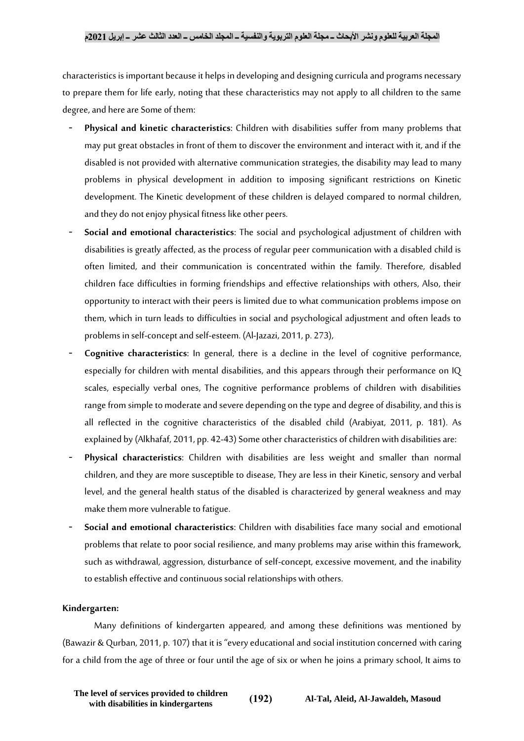characteristics is important because it helps in developing and designing curricula and programs necessary to prepare them for life early, noting that these characteristics may not apply to all children to the same degree, and here are Some of them:

- **Physical and kinetic characteristics**: Children with disabilities suffer from many problems that may put great obstacles in front of them to discover the environment and interact with it, and if the disabled is not provided with alternative communication strategies, the disability may lead to many problems in physical development in addition to imposing significant restrictions on Kinetic development. The Kinetic development of these children is delayed compared to normal children, and they do not enjoy physical fitness like other peers.
- **Social and emotional characteristics**: The social and psychological adjustment of children with disabilities is greatly affected, as the process of regular peer communication with a disabled child is often limited, and their communication is concentrated within the family. Therefore, disabled children face difficulties in forming friendships and effective relationships with others, Also, their opportunity to interact with their peers is limited due to what communication problems impose on them, which in turn leads to difficulties in social and psychological adjustment and often leads to problems in self-concept and self-esteem. (Al-Jazazi, 2011, p. 273),
- **Cognitive characteristics**: In general, there is a decline in the level of cognitive performance, especially for children with mental disabilities, and this appears through their performance on IQ scales, especially verbal ones, The cognitive performance problems of children with disabilities range from simple to moderate and severe depending on the type and degree of disability, and this is all reflected in the cognitive characteristics of the disabled child (Arabiyat, 2011, p. 181). As explained by (Alkhafaf, 2011, pp. 42-43) Some other characteristics of children with disabilities are:
- **Physical characteristics**: Children with disabilities are less weight and smaller than normal children, and they are more susceptible to disease, They are less in their Kinetic, sensory and verbal level, and the general health status of the disabled is characterized by general weakness and may make them more vulnerable to fatigue.
- **Social and emotional characteristics**: Children with disabilities face many social and emotional problems that relate to poor social resilience, and many problems may arise within this framework, such as withdrawal, aggression, disturbance of self-concept, excessive movement, and the inability to establish effective and continuous social relationships with others.

**Kindergarten:**

Many definitions of kindergarten appeared, and among these definitions was mentioned by (Bawazir & Qurban, 2011, p. 107) that it is "every educational and social institution concerned with caring for a child from the age of three or four until the age of six or when he joins a primary school, It aims to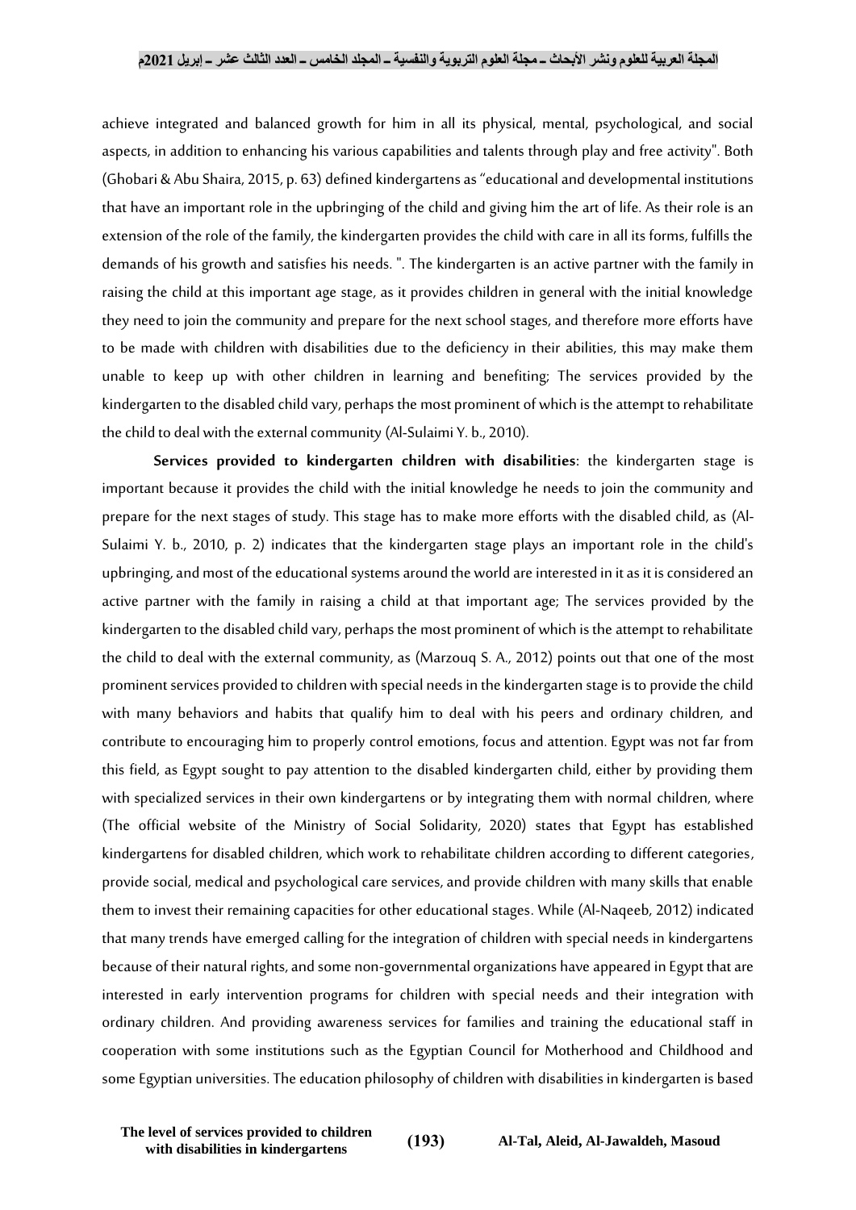achieve integrated and balanced growth for him in all its physical, mental, psychological, and social aspects, in addition to enhancing his various capabilities and talents through play and free activity". Both (Ghobari & Abu Shaira, 2015, p. 63) defined kindergartens as "educational and developmental institutions that have an important role in the upbringing of the child and giving him the art of life. As their role is an extension of the role of the family, the kindergarten provides the child with care in all its forms, fulfills the demands of his growth and satisfies his needs. ". The kindergarten is an active partner with the family in raising the child at this important age stage, as it provides children in general with the initial knowledge they need to join the community and prepare for the next school stages, and therefore more efforts have to be made with children with disabilities due to the deficiency in their abilities, this may make them unable to keep up with other children in learning and benefiting; The services provided by the kindergarten to the disabled child vary, perhaps the most prominent of which is the attempt to rehabilitate the child to deal with the external community (Al-Sulaimi Y. b., 2010).

**Services provided to kindergarten children with disabilities**: the kindergarten stage is important because it provides the child with the initial knowledge he needs to join the community and prepare for the next stages of study. This stage has to make more efforts with the disabled child, as (Al-Sulaimi Y. b., 2010, p. 2) indicates that the kindergarten stage plays an important role in the child's upbringing, and most of the educational systems around the world are interested in it as it is considered an active partner with the family in raising a child at that important age; The services provided by the kindergarten to the disabled child vary, perhaps the most prominent of which is the attempt to rehabilitate the child to deal with the external community, as (Marzouq S. A., 2012) points out that one of the most prominent services provided to children with special needs in the kindergarten stage is to provide the child with many behaviors and habits that qualify him to deal with his peers and ordinary children, and contribute to encouraging him to properly control emotions, focus and attention. Egypt was not far from this field, as Egypt sought to pay attention to the disabled kindergarten child, either by providing them with specialized services in their own kindergartens or by integrating them with normal children, where (The official website of the Ministry of Social Solidarity, 2020) states that Egypt has established kindergartens for disabled children, which work to rehabilitate children according to different categories, provide social, medical and psychological care services, and provide children with many skills that enable them to invest their remaining capacities for other educational stages. While (Al-Naqeeb, 2012) indicated that many trends have emerged calling for the integration of children with special needs in kindergartens because of their natural rights, and some non-governmental organizations have appeared in Egypt that are interested in early intervention programs for children with special needs and their integration with ordinary children. And providing awareness services for families and training the educational staff in cooperation with some institutions such as the Egyptian Council for Motherhood and Childhood and some Egyptian universities. The education philosophy of children with disabilities in kindergarten is based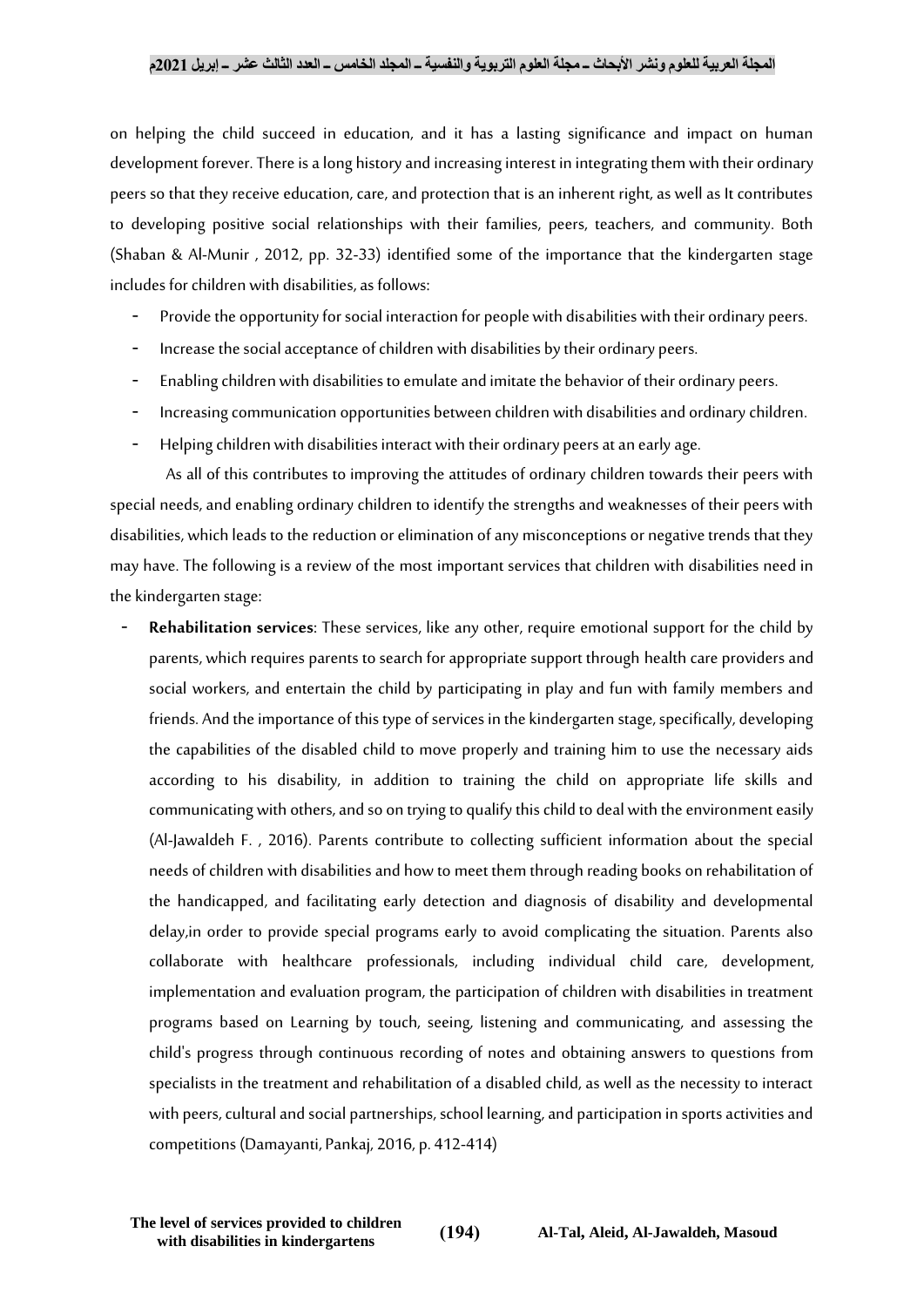on helping the child succeed in education, and it has a lasting significance and impact on human development forever. There is a long history and increasing interest in integrating them with their ordinary peers so that they receive education, care, and protection that is an inherent right, as well as It contributes to developing positive social relationships with their families, peers, teachers, and community. Both (Shaban & Al-Munir , 2012, pp. 32-33) identified some of the importance that the kindergarten stage includes for children with disabilities, as follows:

- Provide the opportunity for social interaction for people with disabilities with their ordinary peers.
- Increase the social acceptance of children with disabilities by their ordinary peers.
- Enabling children with disabilities to emulate and imitate the behavior of their ordinary peers.
- Increasing communication opportunities between children with disabilities and ordinary children.
- Helping children with disabilities interact with their ordinary peers at an early age.

As all of this contributes to improving the attitudes of ordinary children towards their peers with special needs, and enabling ordinary children to identify the strengths and weaknesses of their peers with disabilities, which leads to the reduction or elimination of any misconceptions or negative trends that they may have. The following is a review of the most important services that children with disabilities need in the kindergarten stage:

- **Rehabilitation services**: These services, like any other, require emotional support for the child by parents, which requires parents to search for appropriate support through health care providers and social workers, and entertain the child by participating in play and fun with family members and friends. And the importance of this type of services in the kindergarten stage, specifically, developing the capabilities of the disabled child to move properly and training him to use the necessary aids according to his disability, in addition to training the child on appropriate life skills and communicating with others, and so on trying to qualify this child to deal with the environment easily (Al-Jawaldeh F. , 2016). Parents contribute to collecting sufficient information about the special needs of children with disabilities and how to meet them through reading books on rehabilitation of the handicapped, and facilitating early detection and diagnosis of disability and developmental delay,in order to provide special programs early to avoid complicating the situation. Parents also collaborate with healthcare professionals, including individual child care, development, implementation and evaluation program, the participation of children with disabilities in treatment programs based on Learning by touch, seeing, listening and communicating, and assessing the child's progress through continuous recording of notes and obtaining answers to questions from specialists in the treatment and rehabilitation of a disabled child, as well as the necessity to interact with peers, cultural and social partnerships, school learning, and participation in sports activities and competitions (Damayanti, Pankaj, 2016, p. 412-414)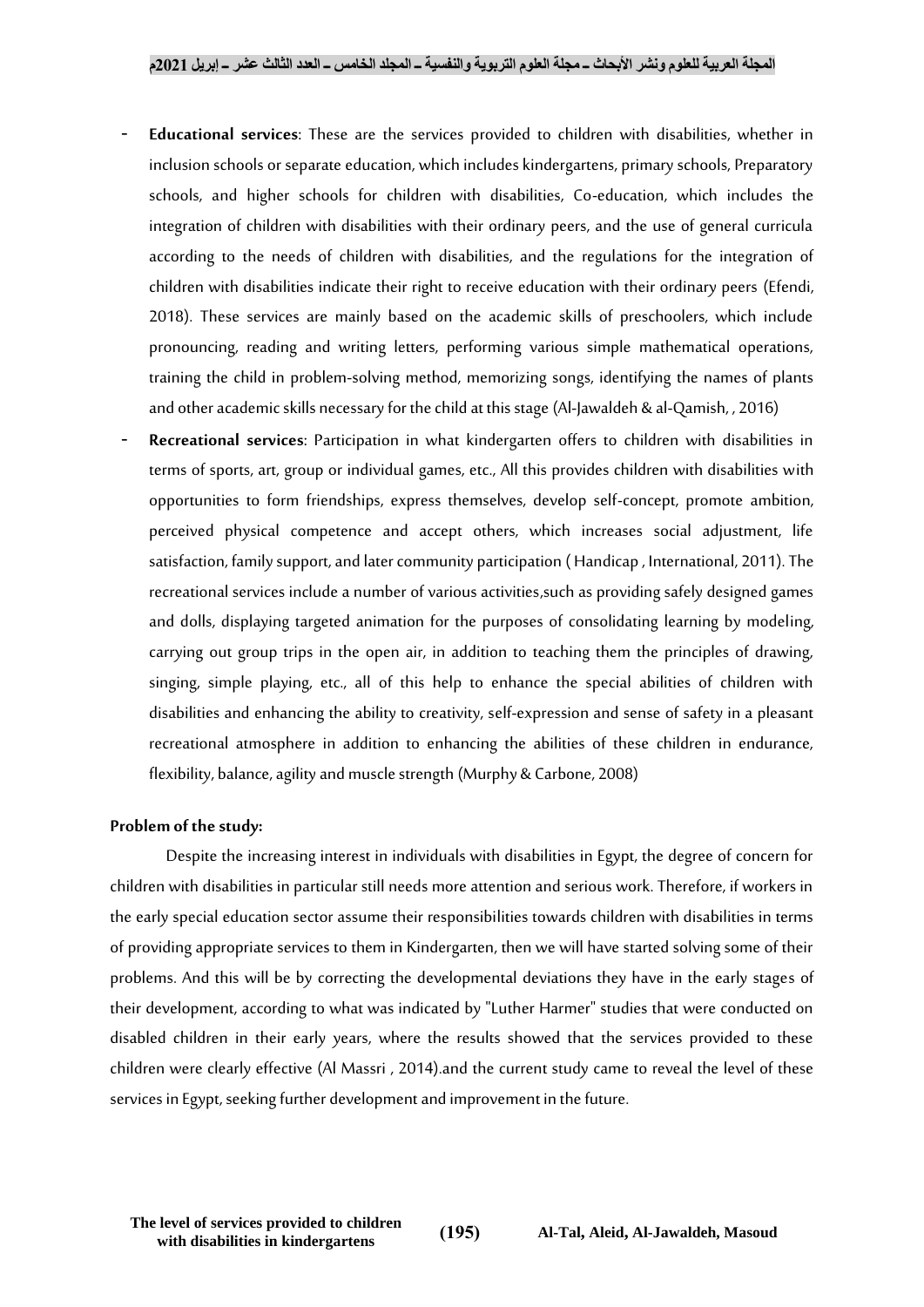- **Educational services**: These are the services provided to children with disabilities, whether in inclusion schools or separate education, which includes kindergartens, primary schools, Preparatory schools, and higher schools for children with disabilities, Co-education, which includes the integration of children with disabilities with their ordinary peers, and the use of general curricula according to the needs of children with disabilities, and the regulations for the integration of children with disabilities indicate their right to receive education with their ordinary peers (Efendi, 2018). These services are mainly based on the academic skills of preschoolers, which include pronouncing, reading and writing letters, performing various simple mathematical operations, training the child in problem-solving method, memorizing songs, identifying the names of plants and other academic skills necessary for the child at this stage (Al-Jawaldeh & al-Qamish, , 2016)
- **Recreational services**: Participation in what kindergarten offers to children with disabilities in terms of sports, art, group or individual games, etc., All this provides children with disabilities with opportunities to form friendships, express themselves, develop self-concept, promote ambition, perceived physical competence and accept others, which increases social adjustment, life satisfaction, family support, and later community participation ( Handicap , International, 2011). The recreational services include a number of various activities,such as providing safely designed games and dolls, displaying targeted animation for the purposes of consolidating learning by modeling, carrying out group trips in the open air, in addition to teaching them the principles of drawing, singing, simple playing, etc., all of this help to enhance the special abilities of children with disabilities and enhancing the ability to creativity, self-expression and sense of safety in a pleasant recreational atmosphere in addition to enhancing the abilities of these children in endurance, flexibility, balance, agility and muscle strength (Murphy & Carbone, 2008)

**Problem of the study:**

Despite the increasing interest in individuals with disabilities in Egypt, the degree of concern for children with disabilities in particular still needs more attention and serious work. Therefore, if workers in the early special education sector assume their responsibilities towards children with disabilities in terms of providing appropriate services to them in Kindergarten, then we will have started solving some of their problems. And this will be by correcting the developmental deviations they have in the early stages of their development, according to what was indicated by "Luther Harmer" studies that were conducted on disabled children in their early years, where the results showed that the services provided to these children were clearly effective (Al Massri , 2014).and the current study came to reveal the level of these services in Egypt, seeking further development and improvement in the future.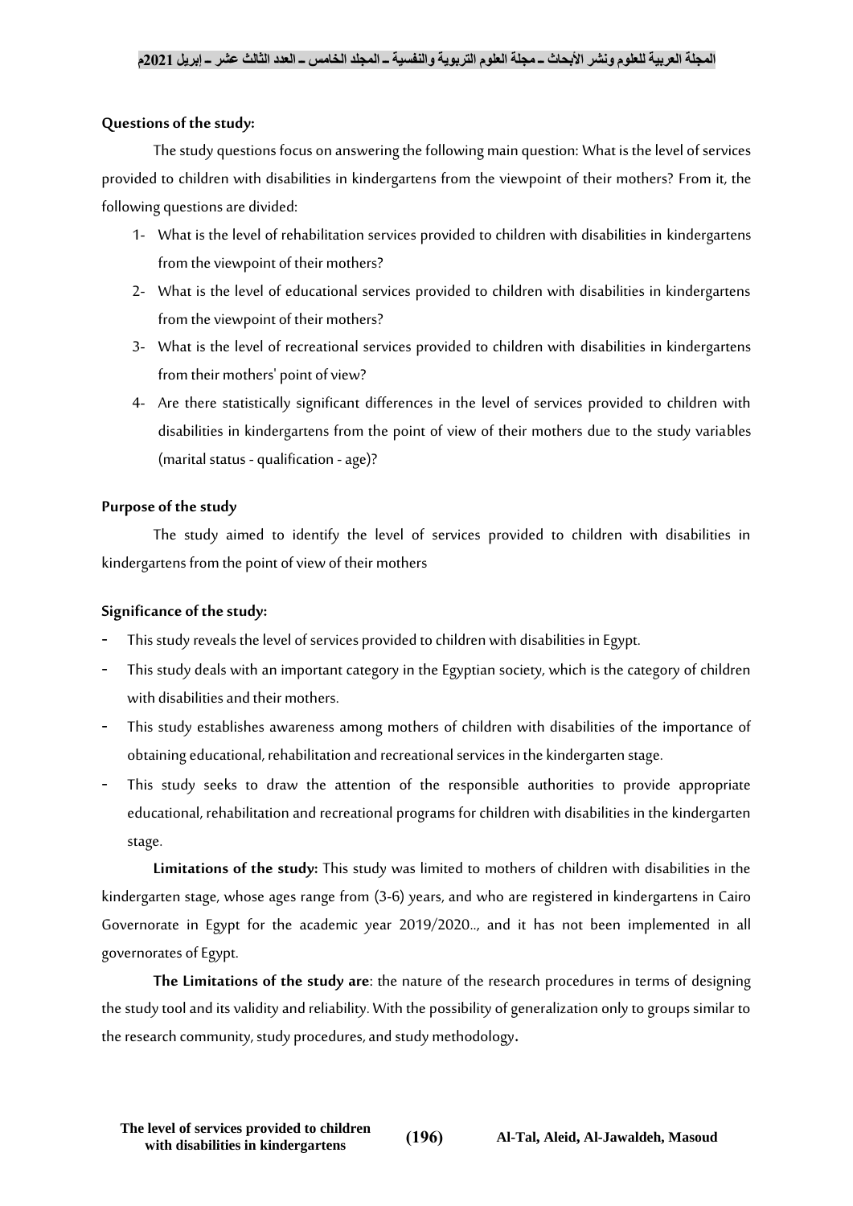**Questions of the study:**

The study questions focus on answering the following main question: What is the level of services provided to children with disabilities in kindergartens from the viewpoint of their mothers? From it, the following questions are divided:

1- What is the level of rehabilitation services provided to children with disabilities in kindergartens from the viewpoint of their mothers?

2- What is the level of educational services provided to children with disabilities in kindergartens from the viewpoint of their mothers?

3- What is the level of recreational services provided to children with disabilities in kindergartens from their mothers' point of view?

4- Are there statistically significant differences in the level of services provided to children with disabilities in kindergartens from the point of view of their mothers due to the study variables (marital status - qualification - age)?

**Purpose of the study**

The study aimed to identify the level of services provided to children with disabilities in kindergartens from the point of view of their mothers

**Significance of the study:**

- This study reveals the level of services provided to children with disabilities in Egypt.
- This study deals with an important category in the Egyptian society, which is the category of children with disabilities and their mothers.
- This study establishes awareness among mothers of children with disabilities of the importance of obtaining educational, rehabilitation and recreational services in the kindergarten stage.
- This study seeks to draw the attention of the responsible authorities to provide appropriate educational, rehabilitation and recreational programs for children with disabilities in the kindergarten stage.

**Limitations of the study:** This study was limited to mothers of children with disabilities in the kindergarten stage, whose ages range from (3-6) years, and who are registered in kindergartens in Cairo Governorate in Egypt for the academic year 2019/2020.., and it has not been implemented in all governorates of Egypt.

**The Limitations of the study are**: the nature of the research procedures in terms of designing the study tool and its validity and reliability. With the possibility of generalization only to groups similar to the research community, study procedures, and study methodology**.**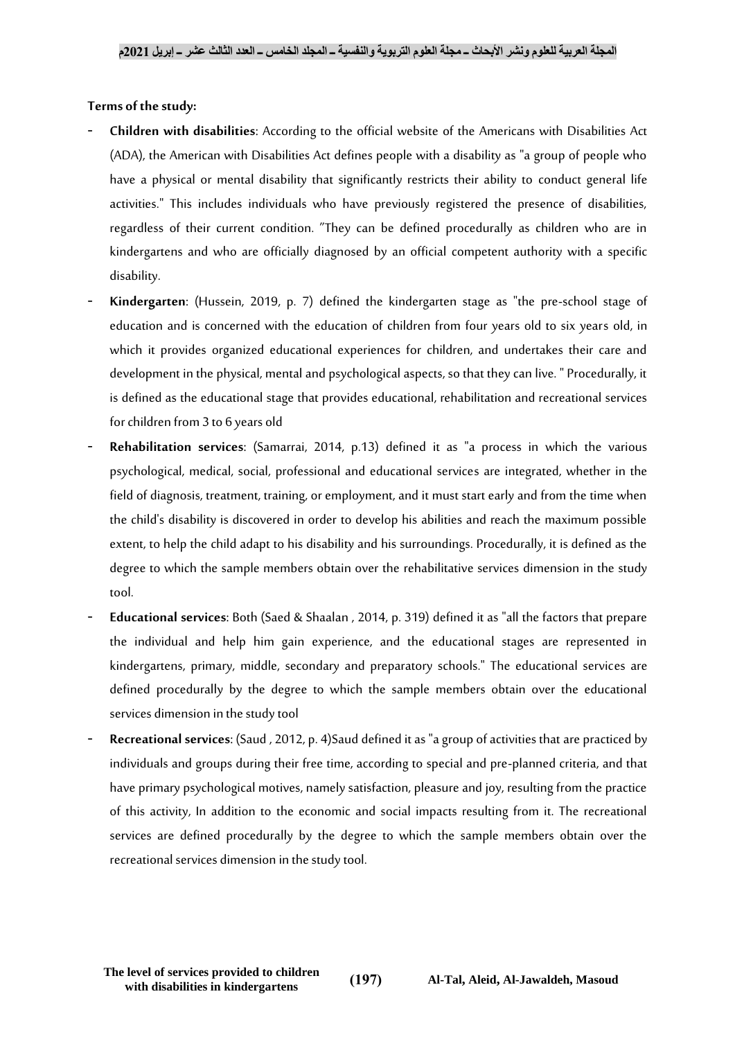**Terms of the study:**

- **Children with disabilities**: According to the official website of the Americans with Disabilities Act (ADA), the American with Disabilities Act defines people with a disability as "a group of people who have a physical or mental disability that significantly restricts their ability to conduct general life activities." This includes individuals who have previously registered the presence of disabilities, regardless of their current condition. "They can be defined procedurally as children who are in kindergartens and who are officially diagnosed by an official competent authority with a specific disability.
- **Kindergarten**: (Hussein, 2019, p. 7) defined the kindergarten stage as "the pre-school stage of education and is concerned with the education of children from four years old to six years old, in which it provides organized educational experiences for children, and undertakes their care and development in the physical, mental and psychological aspects, so that they can live. " Procedurally, it is defined as the educational stage that provides educational, rehabilitation and recreational services for children from 3 to 6 years old
- **Rehabilitation services**: (Samarrai, 2014, p.13) defined it as "a process in which the various psychological, medical, social, professional and educational services are integrated, whether in the field of diagnosis, treatment, training, or employment, and it must start early and from the time when the child's disability is discovered in order to develop his abilities and reach the maximum possible extent, to help the child adapt to his disability and his surroundings. Procedurally, it is defined as the degree to which the sample members obtain over the rehabilitative services dimension in the study tool.
- **Educational services**: Both (Saed & Shaalan , 2014, p. 319) defined it as "all the factors that prepare the individual and help him gain experience, and the educational stages are represented in kindergartens, primary, middle, secondary and preparatory schools." The educational services are defined procedurally by the degree to which the sample members obtain over the educational services dimension in the study tool
- **Recreational services**: (Saud , 2012, p. 4)Saud defined it as "a group of activities that are practiced by individuals and groups during their free time, according to special and pre-planned criteria, and that have primary psychological motives, namely satisfaction, pleasure and joy, resulting from the practice of this activity, In addition to the economic and social impacts resulting from it. The recreational services are defined procedurally by the degree to which the sample members obtain over the recreational services dimension in the study tool.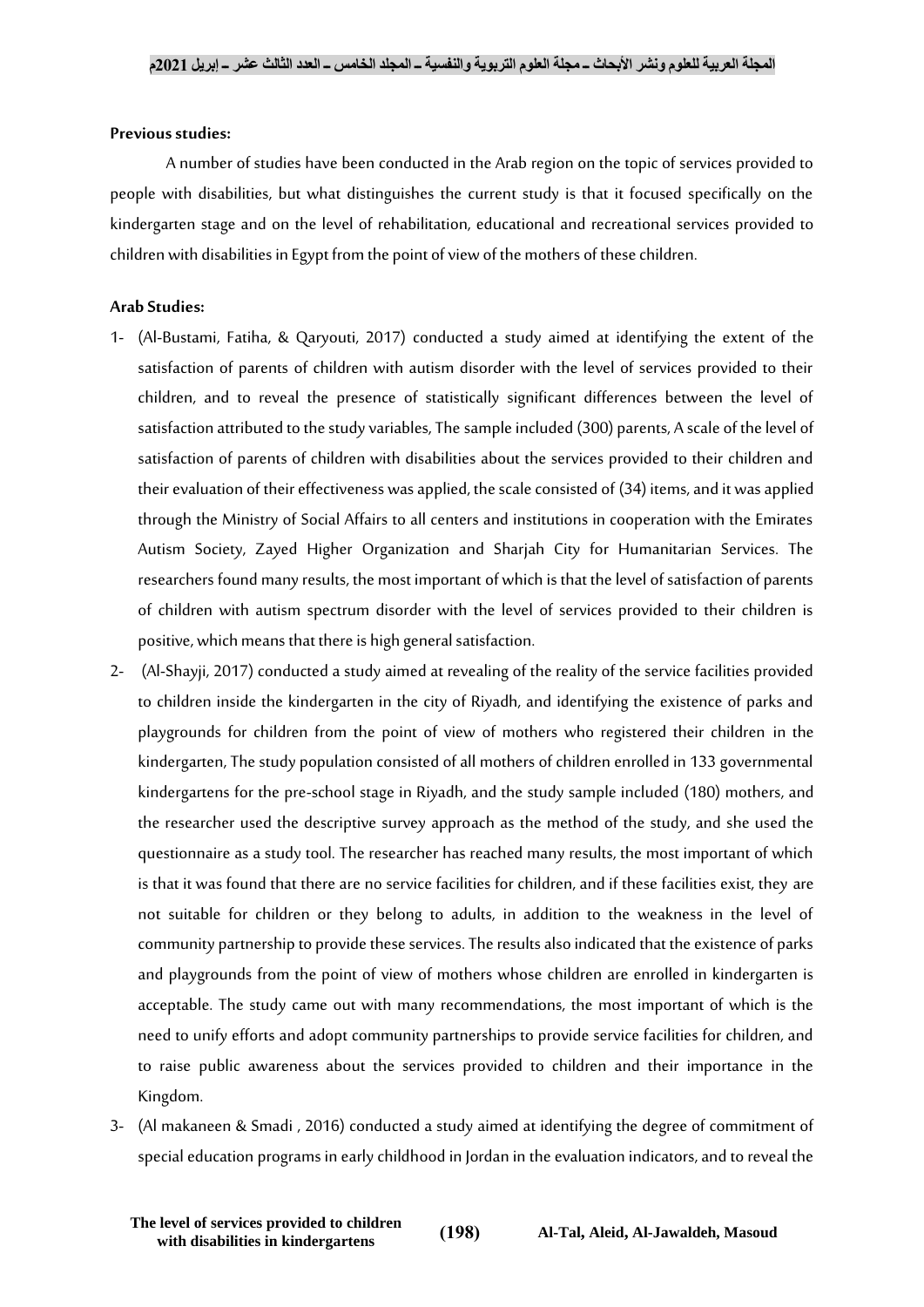**Previous studies:**

A number of studies have been conducted in the Arab region on the topic of services provided to people with disabilities, but what distinguishes the current study is that it focused specifically on the kindergarten stage and on the level of rehabilitation, educational and recreational services provided to children with disabilities in Egypt from the point of view of the mothers of these children.

**Arab Studies:**

1- (Al-Bustami, Fatiha, & Qaryouti, 2017) conducted a study aimed at identifying the extent of the satisfaction of parents of children with autism disorder with the level of services provided to their children, and to reveal the presence of statistically significant differences between the level of satisfaction attributed to the study variables, The sample included (300) parents, A scale of the level of satisfaction of parents of children with disabilities about the services provided to their children and their evaluation of their effectiveness was applied, the scale consisted of (34) items, and it was applied through the Ministry of Social Affairs to all centers and institutions in cooperation with the Emirates Autism Society, Zayed Higher Organization and Sharjah City for Humanitarian Services. The researchers found many results, the most important of which is that the level of satisfaction of parents of children with autism spectrum disorder with the level of services provided to their children is positive, which means that there is high general satisfaction.

2- (Al-Shayji, 2017) conducted a study aimed at revealing of the reality of the service facilities provided to children inside the kindergarten in the city of Riyadh, and identifying the existence of parks and playgrounds for children from the point of view of mothers who registered their children in the kindergarten, The study population consisted of all mothers of children enrolled in 133 governmental kindergartens for the pre-school stage in Riyadh, and the study sample included (180) mothers, and the researcher used the descriptive survey approach as the method of the study, and she used the questionnaire as a study tool. The researcher has reached many results, the most important of which is that it was found that there are no service facilities for children, and if these facilities exist, they are not suitable for children or they belong to adults, in addition to the weakness in the level of community partnership to provide these services. The results also indicated that the existence of parks and playgrounds from the point of view of mothers whose children are enrolled in kindergarten is acceptable. The study came out with many recommendations, the most important of which is the need to unify efforts and adopt community partnerships to provide service facilities for children, and to raise public awareness about the services provided to children and their importance in the Kingdom.

3- (Al makaneen & Smadi , 2016) conducted a study aimed at identifying the degree of commitment of special education programs in early childhood in Jordan in the evaluation indicators, and to reveal the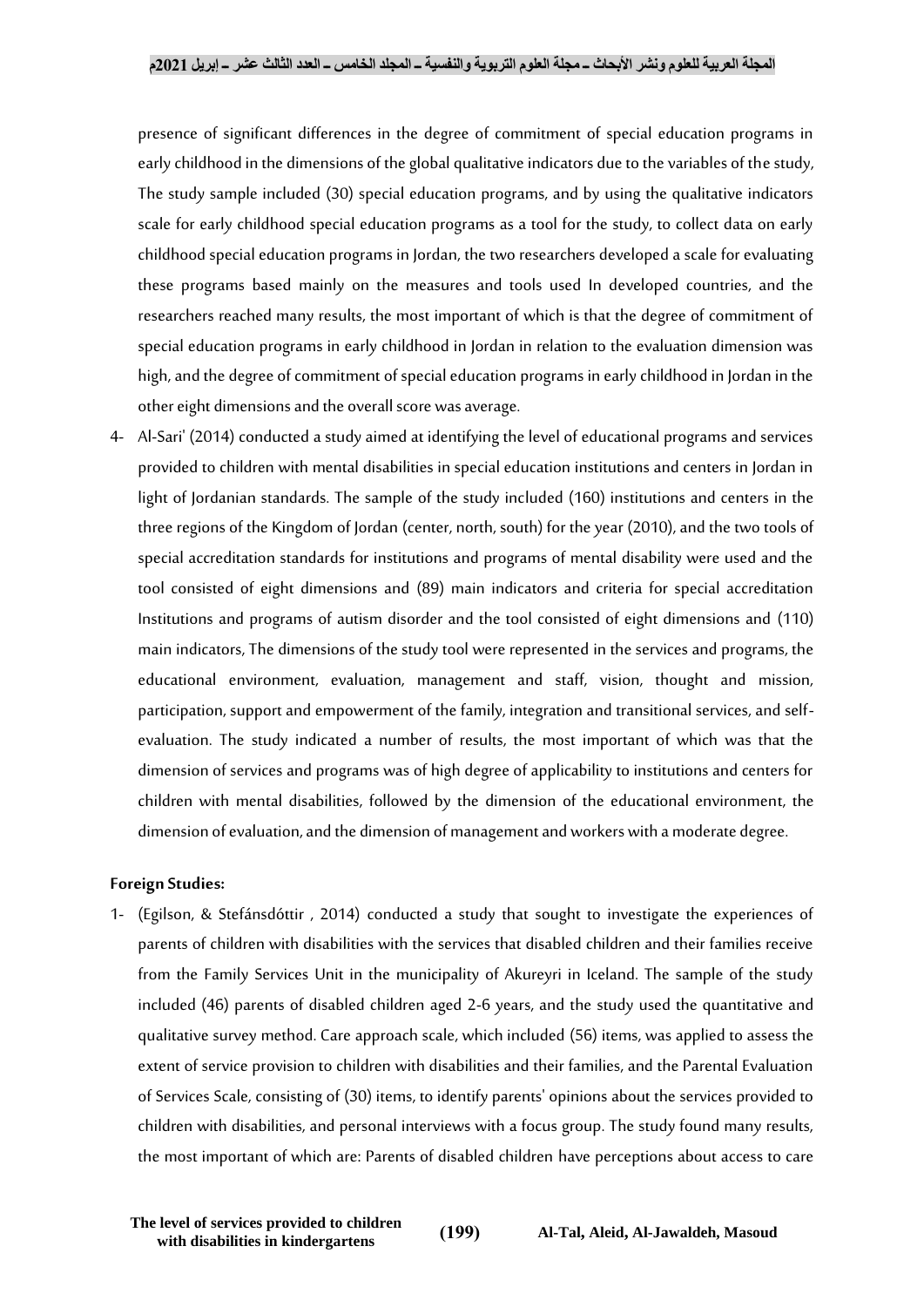presence of significant differences in the degree of commitment of special education programs in early childhood in the dimensions of the global qualitative indicators due to the variables of the study, The study sample included (30) special education programs, and by using the qualitative indicators scale for early childhood special education programs as a tool for the study, to collect data on early childhood special education programs in Jordan, the two researchers developed a scale for evaluating these programs based mainly on the measures and tools used In developed countries, and the researchers reached many results, the most important of which is that the degree of commitment of special education programs in early childhood in Jordan in relation to the evaluation dimension was high, and the degree of commitment of special education programs in early childhood in Jordan in the other eight dimensions and the overall score was average.

4- Al-Sari' (2014) conducted a study aimed at identifying the level of educational programs and services provided to children with mental disabilities in special education institutions and centers in Jordan in light of Jordanian standards. The sample of the study included (160) institutions and centers in the three regions of the Kingdom of Jordan (center, north, south) for the year (2010), and the two tools of special accreditation standards for institutions and programs of mental disability were used and the tool consisted of eight dimensions and (89) main indicators and criteria for special accreditation Institutions and programs of autism disorder and the tool consisted of eight dimensions and (110) main indicators, The dimensions of the study tool were represented in the services and programs, the educational environment, evaluation, management and staff, vision, thought and mission, participation, support and empowerment of the family, integration and transitional services, and self-evaluation. The study indicated a number of results, the most important of which was that the dimension of services and programs was of high degree of applicability to institutions and centers for children with mental disabilities, followed by the dimension of the educational environment, the dimension of evaluation, and the dimension of management and workers with a moderate degree.

**Foreign Studies:**

1- (Egilson, & Stefánsdóttir , 2014) conducted a study that sought to investigate the experiences of parents of children with disabilities with the services that disabled children and their families receive from the Family Services Unit in the municipality of Akureyri in Iceland. The sample of the study included (46) parents of disabled children aged 2-6 years, and the study used the quantitative and qualitative survey method. Care approach scale, which included (56) items, was applied to assess the extent of service provision to children with disabilities and their families, and the Parental Evaluation of Services Scale, consisting of (30) items, to identify parents' opinions about the services provided to children with disabilities, and personal interviews with a focus group. The study found many results, the most important of which are: Parents of disabled children have perceptions about access to care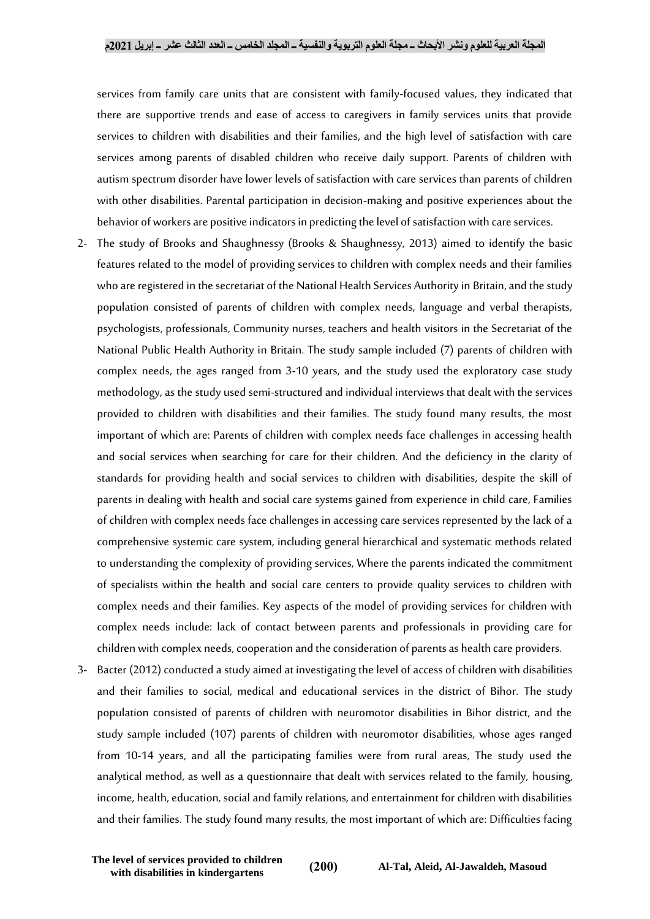services from family care units that are consistent with family-focused values, they indicated that there are supportive trends and ease of access to caregivers in family services units that provide services to children with disabilities and their families, and the high level of satisfaction with care services among parents of disabled children who receive daily support. Parents of children with autism spectrum disorder have lower levels of satisfaction with care services than parents of children with other disabilities. Parental participation in decision-making and positive experiences about the behavior of workers are positive indicators in predicting the level of satisfaction with care services.

2- The study of Brooks and Shaughnessy (Brooks & Shaughnessy, 2013) aimed to identify the basic features related to the model of providing services to children with complex needs and their families who are registered in the secretariat of the National Health Services Authority in Britain, and the study population consisted of parents of children with complex needs, language and verbal therapists, psychologists, professionals, Community nurses, teachers and health visitors in the Secretariat of the National Public Health Authority in Britain. The study sample included (7) parents of children with complex needs, the ages ranged from 3-10 years, and the study used the exploratory case study methodology, as the study used semi-structured and individual interviews that dealt with the services provided to children with disabilities and their families. The study found many results, the most important of which are: Parents of children with complex needs face challenges in accessing health and social services when searching for care for their children. And the deficiency in the clarity of standards for providing health and social services to children with disabilities, despite the skill of parents in dealing with health and social care systems gained from experience in child care, Families of children with complex needs face challenges in accessing care services represented by the lack of a comprehensive systemic care system, including general hierarchical and systematic methods related to understanding the complexity of providing services, Where the parents indicated the commitment of specialists within the health and social care centers to provide quality services to children with complex needs and their families. Key aspects of the model of providing services for children with complex needs include: lack of contact between parents and professionals in providing care for children with complex needs, cooperation and the consideration of parents as health care providers.

3- Bacter (2012) conducted a study aimed at investigating the level of access of children with disabilities and their families to social, medical and educational services in the district of Bihor. The study population consisted of parents of children with neuromotor disabilities in Bihor district, and the study sample included (107) parents of children with neuromotor disabilities, whose ages ranged from 10-14 years, and all the participating families were from rural areas, The study used the analytical method, as well as a questionnaire that dealt with services related to the family, housing, income, health, education, social and family relations, and entertainment for children with disabilities and their families. The study found many results, the most important of which are: Difficulties facing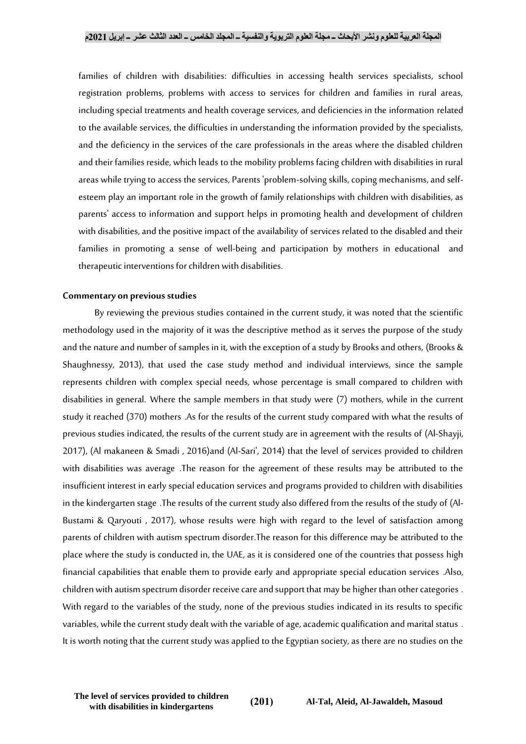families of children with disabilities: difficulties in accessing health services specialists, school registration problems, problems with access to services for children and families in rural areas, including special treatments and health coverage services, and deficiencies in the information related to the available services, the difficulties in understanding the information provided by the specialists, and the deficiency in the services of the care professionals in the areas where the disabled children and their families reside, which leads to the mobility problems facing children with disabilities in rural areas while trying to access the services, Parents 'problem-solving skills, coping mechanisms, and self-esteem play an important role in the growth of family relationships with children with disabilities, as parents' access to information and support helps in promoting health and development of children with disabilities, and the positive impact of the availability of services related to the disabled and their families in promoting a sense of well-being and participation by mothers in educational and therapeutic interventions for children with disabilities.

**Commentary on previous studies**

By reviewing the previous studies contained in the current study, it was noted that the scientific methodology used in the majority of it was the descriptive method as it serves the purpose of the study and the nature and number of samples in it, with the exception of a study by Brooks and others, (Brooks & Shaughnessy, 2013), that used the case study method and individual interviews, since the sample represents children with complex special needs, whose percentage is small compared to children with disabilities in general. Where the sample members in that study were (7) mothers, while in the current study it reached (370) mothers .As for the results of the current study compared with what the results of previous studies indicated, the results of the current study are in agreement with the results of (Al-Shayji, 2017), (Al makaneen & Smadi , 2016)and (Al-Sari', 2014) that the level of services provided to children with disabilities was average .The reason for the agreement of these results may be attributed to the insufficient interest in early special education services and programs provided to children with disabilities in the kindergarten stage .The results of the current study also differed from the results of the study of (Al-Bustami & Qaryouti , 2017), whose results were high with regard to the level of satisfaction among parents of children with autism spectrum disorder.The reason for this difference may be attributed to the place where the study is conducted in, the UAE, as it is considered one of the countries that possess high financial capabilities that enable them to provide early and appropriate special education services .Also, children with autism spectrum disorder receive care and support that may be higher than other categories . With regard to the variables of the study, none of the previous studies indicated in its results to specific variables, while the current study dealt with the variable of age, academic qualification and marital status . It is worth noting that the current study was applied to the Egyptian society, as there are no studies on the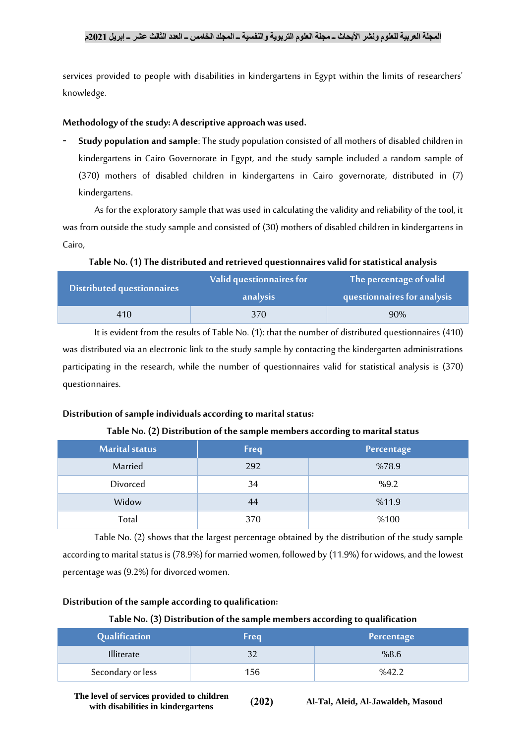services provided to people with disabilities in kindergartens in Egypt within the limits of researchers' knowledge.

**Methodology of the study: A descriptive approach was used.**

- **Study population and sample**: The study population consisted of all mothers of disabled children in kindergartens in Cairo Governorate in Egypt, and the study sample included a random sample of (370) mothers of disabled children in kindergartens in Cairo governorate, distributed in (7) kindergartens.

As for the exploratory sample that was used in calculating the validity and reliability of the tool, it was from outside the study sample and consisted of (30) mothers of disabled children in kindergartens in Cairo,

**Table No. (1) The distributed and retrieved questionnaires valid for statistical analysis**

| Distributed questionnaires | Valid questionnaires for analysis | The percentage of valid questionnaires for analysis |
|---|---|---|
| 410 | 370 | 90% |

It is evident from the results of Table No. (1): that the number of distributed questionnaires (410) was distributed via an electronic link to the study sample by contacting the kindergarten administrations participating in the research, while the number of questionnaires valid for statistical analysis is (370) questionnaires.

**Distribution of sample individuals according to marital status:**

**Table No. (2) Distribution of the sample members according to marital status**

| Marital status | Freq | Percentage |
|---|---|---|
| Married | 292 | %78.9 |
| Divorced | 34 | %9.2 |
| Widow | 44 | %11.9 |
| Total | 370 | %100 |

Table No. (2) shows that the largest percentage obtained by the distribution of the study sample according to marital status is (78.9%) for married women, followed by (11.9%) for widows, and the lowest percentage was (9.2%) for divorced women.

**Distribution of the sample according to qualification:**

**Table No. (3) Distribution of the sample members according to qualification**

| Qualification | Freq | Percentage |
|---|---|---|
| Illiterate | 32 | %8.6 |
| Secondary or less | 156 | %42.2 |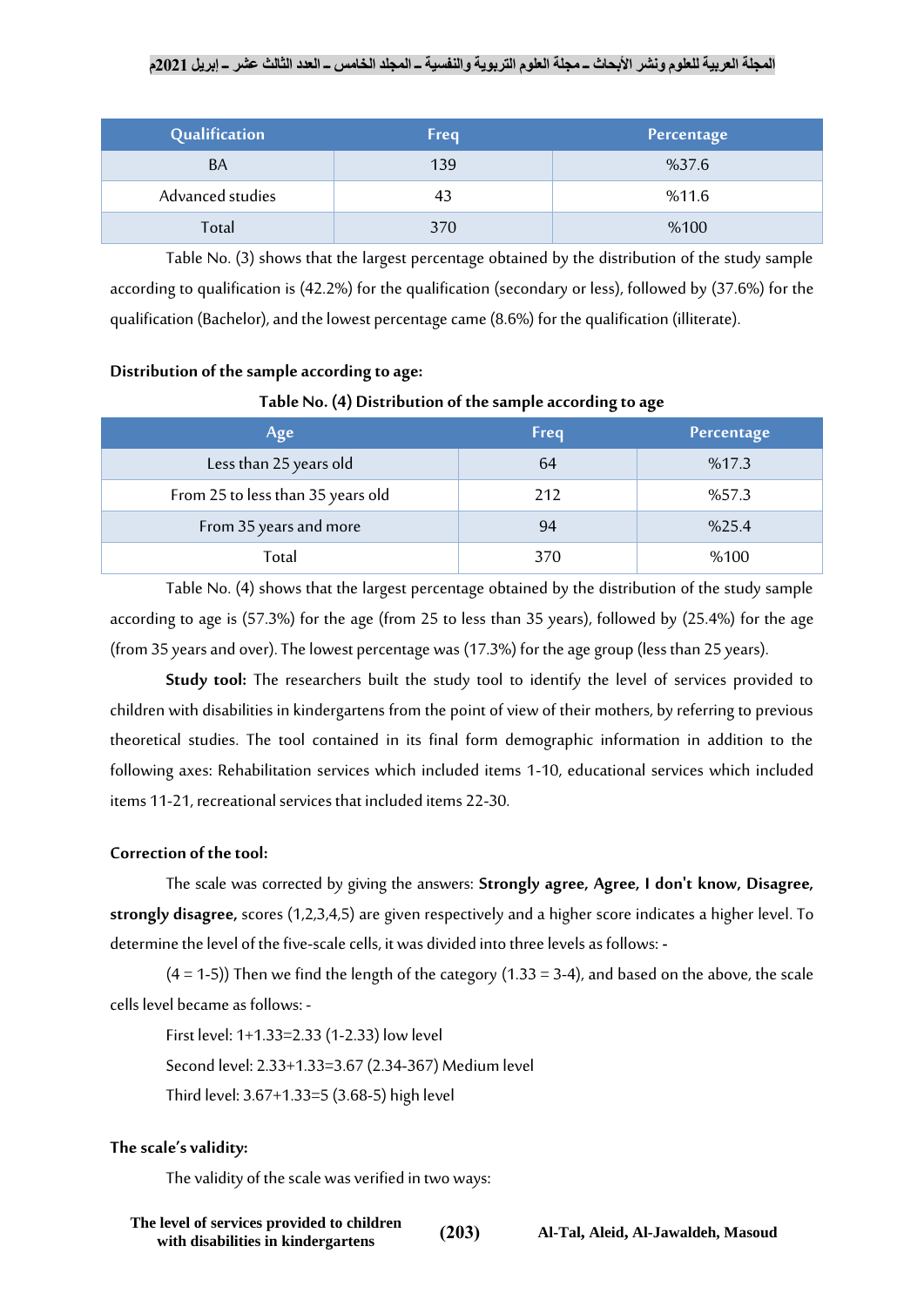| Qualification | Freq | Percentage |
|---|---|---|
| BA | 139 | %37.6 |
| Advanced studies | 43 | %11.6 |
| Total | 370 | %100 |

Table No. (3) shows that the largest percentage obtained by the distribution of the study sample according to qualification is (42.2%) for the qualification (secondary or less), followed by (37.6%) for the qualification (Bachelor), and the lowest percentage came (8.6%) for the qualification (illiterate).

**Distribution of the sample according to age:**

**Table No. (4) Distribution of the sample according to age**

| Age | Freq | Percentage |
|---|---|---|
| Less than 25 years old | 64 | %17.3 |
| From 25 to less than 35 years old | 212 | %57.3 |
| From 35 years and more | 94 | %25.4 |
| Total | 370 | %100 |

Table No. (4) shows that the largest percentage obtained by the distribution of the study sample according to age is (57.3%) for the age (from 25 to less than 35 years), followed by (25.4%) for the age (from 35 years and over). The lowest percentage was (17.3%) for the age group (less than 25 years).

**Study tool:** The researchers built the study tool to identify the level of services provided to children with disabilities in kindergartens from the point of view of their mothers, by referring to previous theoretical studies. The tool contained in its final form demographic information in addition to the following axes: Rehabilitation services which included items 1-10, educational services which included items 11-21, recreational services that included items 22-30.

**Correction of the tool:**

The scale was corrected by giving the answers: **Strongly agree, Agree, I don't know, Disagree, strongly disagree,** scores (1,2,3,4,5) are given respectively and a higher score indicates a higher level. To determine the level of the five-scale cells, it was divided into three levels as follows: -

(4 = 1-5)) Then we find the length of the category (1.33 = 3-4), and based on the above, the scale cells level became as follows: -

First level: 1+1.33=2.33 (1-2.33) low level

Second level: 2.33+1.33=3.67 (2.34-367) Medium level

Third level: 3.67+1.33=5 (3.68-5) high level

**The scale's validity:**

The validity of the scale was verified in two ways: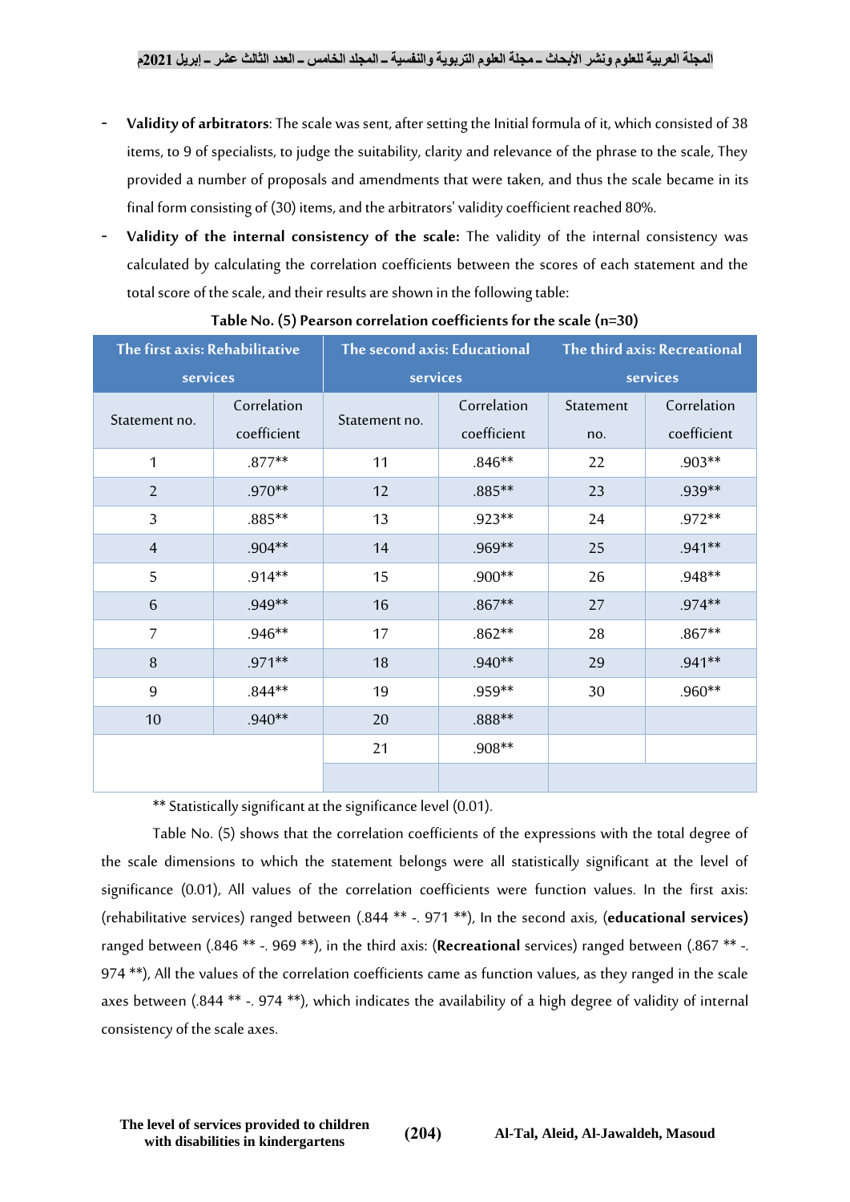- **Validity of arbitrators**: The scale was sent, after setting the Initial formula of it, which consisted of 38 items, to 9 of specialists, to judge the suitability, clarity and relevance of the phrase to the scale, They provided a number of proposals and amendments that were taken, and thus the scale became in its final form consisting of (30) items, and the arbitrators' validity coefficient reached 80%.
- **Validity of the internal consistency of the scale:** The validity of the internal consistency was calculated by calculating the correlation coefficients between the scores of each statement and the total score of the scale, and their results are shown in the following table:

**Table No. (5) Pearson correlation coefficients for the scale (n=30)**

| The first axis: Rehabilitative services | | The second axis: Educational services | | The third axis: Recreational services | |
|---|---|---|---|---|---|
| Statement no. | Correlation coefficient | Statement no. | Correlation coefficient | Statement no. | Correlation coefficient |
| 1 | .877** | 11 | .846** | 22 | .903** |
| 2 | .970** | 12 | .885** | 23 | .939** |
| 3 | .885** | 13 | .923** | 24 | .972** |
| 4 | .904** | 14 | .969** | 25 | .941** |
| 5 | .914** | 15 | .900** | 26 | .948** |
| 6 | .949** | 16 | .867** | 27 | .974** |
| 7 | .946** | 17 | .862** | 28 | .867** |
| 8 | .971** | 18 | .940** | 29 | .941** |
| 9 | .844** | 19 | .959** | 30 | .960** |
| 10 | .940** | 20 | .888** | | |
| | | 21 | .908** | | |

** Statistically significant at the significance level (0.01).

Table No. (5) shows that the correlation coefficients of the expressions with the total degree of the scale dimensions to which the statement belongs were all statistically significant at the level of significance (0.01), All values of the correlation coefficients were function values. In the first axis: (rehabilitative services) ranged between (.844 ** -. 971 **), In the second axis, (**educational services)** ranged between (.846 ** -. 969 **), in the third axis: (**Recreational** services) ranged between (.867 ** -. 974 **), All the values of the correlation coefficients came as function values, as they ranged in the scale axes between (.844 ** -. 974 **), which indicates the availability of a high degree of validity of internal consistency of the scale axes.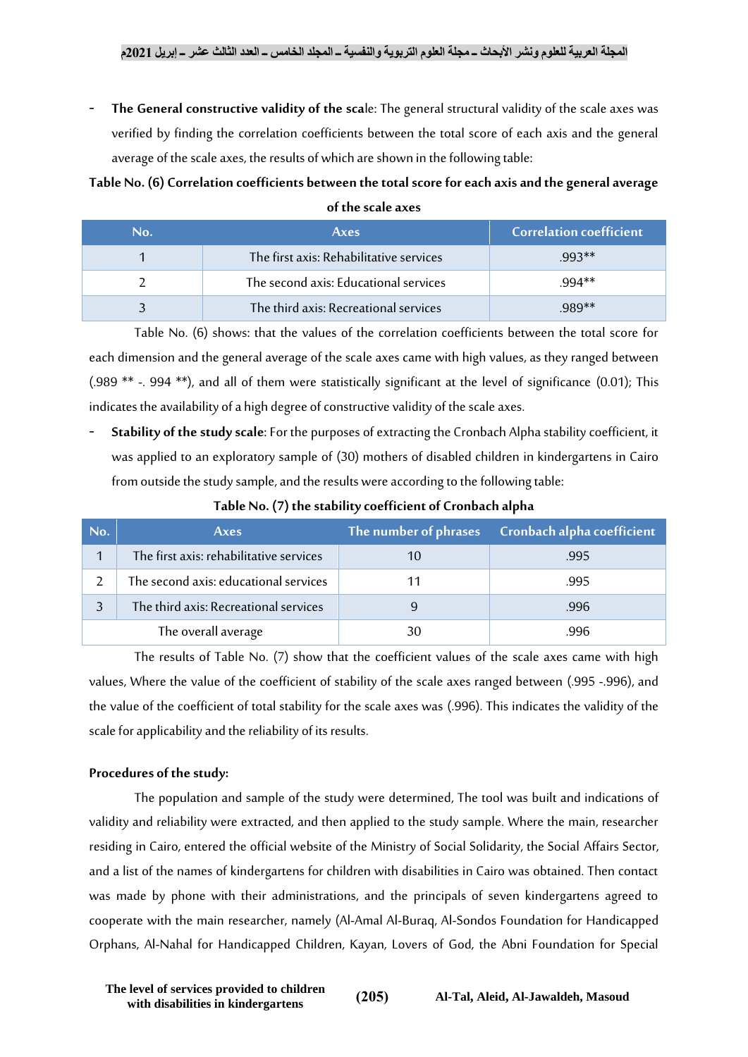- **The General constructive validity of the scal**e: The general structural validity of the scale axes was verified by finding the correlation coefficients between the total score of each axis and the general average of the scale axes, the results of which are shown in the following table:

**Table No. (6) Correlation coefficients between the total score for each axis and the general average of the scale axes**

| No. | Axes | Correlation coefficient |
|---|---|---|
| 1 | The first axis: Rehabilitative services | .993** |
| 2 | The second axis: Educational services | .994** |
| 3 | The third axis: Recreational services | .989** |

Table No. (6) shows: that the values of the correlation coefficients between the total score for each dimension and the general average of the scale axes came with high values, as they ranged between (.989 ** -. 994 **), and all of them were statistically significant at the level of significance (0.01); This indicates the availability of a high degree of constructive validity of the scale axes.

- **Stability of the study scale**: For the purposes of extracting the Cronbach Alpha stability coefficient, it was applied to an exploratory sample of (30) mothers of disabled children in kindergartens in Cairo from outside the study sample, and the results were according to the following table:

**Table No. (7) the stability coefficient of Cronbach alpha**

| No. | Axes | The number of phrases | Cronbach alpha coefficient |
|---|---|---|---|
| 1 | The first axis: rehabilitative services | 10 | .995 |
| 2 | The second axis: educational services | 11 | .995 |
| 3 | The third axis: Recreational services | 9 | .996 |
| The overall average | | 30 | .996 |

The results of Table No. (7) show that the coefficient values of the scale axes came with high values, Where the value of the coefficient of stability of the scale axes ranged between (.995 -.996), and the value of the coefficient of total stability for the scale axes was (.996). This indicates the validity of the scale for applicability and the reliability of its results.

**Procedures of the study:**

The population and sample of the study were determined, The tool was built and indications of validity and reliability were extracted, and then applied to the study sample. Where the main, researcher residing in Cairo, entered the official website of the Ministry of Social Solidarity, the Social Affairs Sector, and a list of the names of kindergartens for children with disabilities in Cairo was obtained. Then contact was made by phone with their administrations, and the principals of seven kindergartens agreed to cooperate with the main researcher, namely (Al-Amal Al-Buraq, Al-Sondos Foundation for Handicapped Orphans, Al-Nahal for Handicapped Children, Kayan, Lovers of God, the Abni Foundation for Special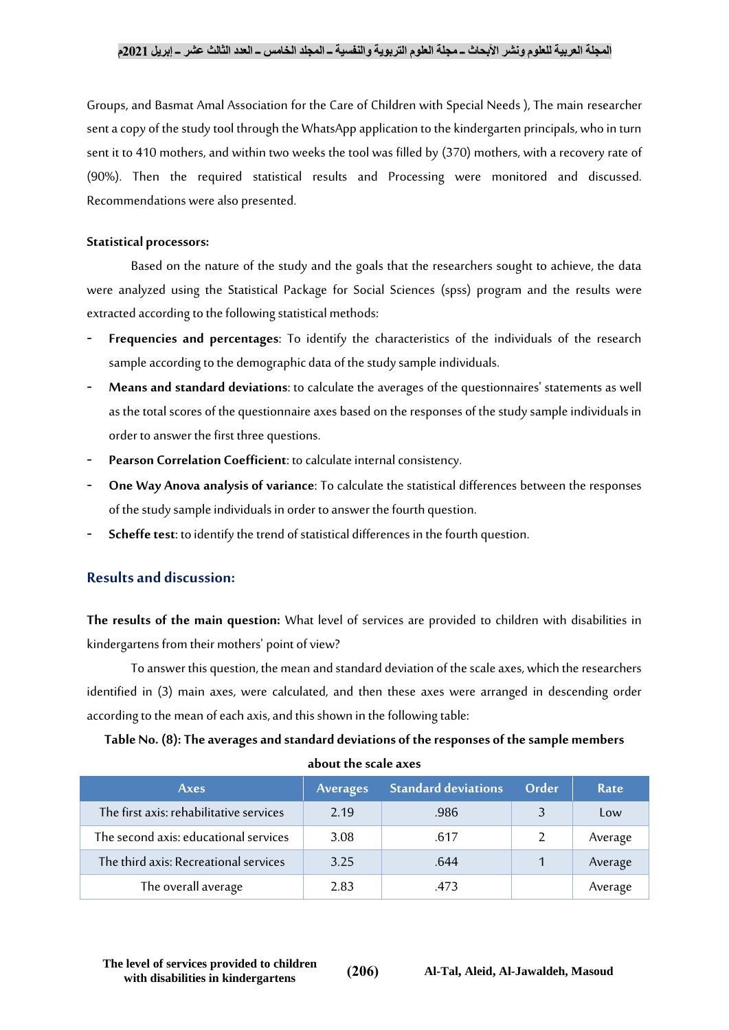Groups, and Basmat Amal Association for the Care of Children with Special Needs ), The main researcher sent a copy of the study tool through the WhatsApp application to the kindergarten principals, who in turn sent it to 410 mothers, and within two weeks the tool was filled by (370) mothers, with a recovery rate of (90%). Then the required statistical results and Processing were monitored and discussed. Recommendations were also presented.

**Statistical processors:**

Based on the nature of the study and the goals that the researchers sought to achieve, the data were analyzed using the Statistical Package for Social Sciences (spss) program and the results were extracted according to the following statistical methods:

- **Frequencies and percentages**: To identify the characteristics of the individuals of the research sample according to the demographic data of the study sample individuals.
- **Means and standard deviations**: to calculate the averages of the questionnaires' statements as well as the total scores of the questionnaire axes based on the responses of the study sample individuals in order to answer the first three questions.
- **Pearson Correlation Coefficient**: to calculate internal consistency.
- **One Way Anova analysis of variance**: To calculate the statistical differences between the responses of the study sample individuals in order to answer the fourth question.
- **Scheffe test**: to identify the trend of statistical differences in the fourth question.

## Results and discussion:

**The results of the main question:** What level of services are provided to children with disabilities in kindergartens from their mothers' point of view?

To answer this question, the mean and standard deviation of the scale axes, which the researchers identified in (3) main axes, were calculated, and then these axes were arranged in descending order according to the mean of each axis, and this shown in the following table:

**Table No. (8): The averages and standard deviations of the responses of the sample members about the scale axes**

| Axes | Averages | Standard deviations | Order | Rate |
|---|---|---|---|---|
| The first axis: rehabilitative services | 2.19 | .986 | 3 | Low |
| The second axis: educational services | 3.08 | .617 | 2 | Average |
| The third axis: Recreational services | 3.25 | .644 | 1 | Average |
| The overall average | 2.83 | .473 | | Average |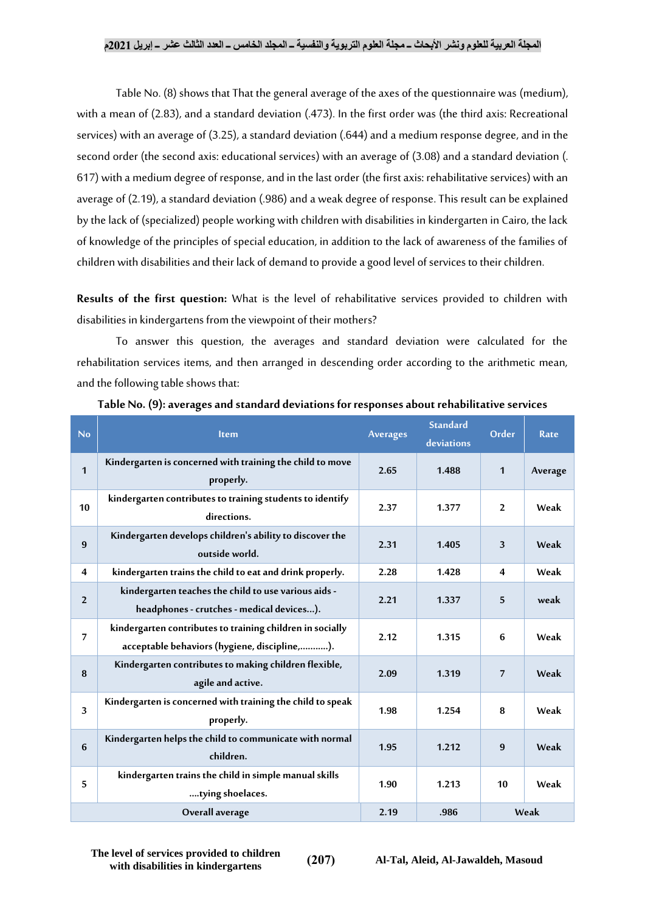Table No. (8) shows that That the general average of the axes of the questionnaire was (medium), with a mean of (2.83), and a standard deviation (.473). In the first order was (the third axis: Recreational services) with an average of (3.25), a standard deviation (.644) and a medium response degree, and in the second order (the second axis: educational services) with an average of (3.08) and a standard deviation (. 617) with a medium degree of response, and in the last order (the first axis: rehabilitative services) with an average of (2.19), a standard deviation (.986) and a weak degree of response. This result can be explained by the lack of (specialized) people working with children with disabilities in kindergarten in Cairo, the lack of knowledge of the principles of special education, in addition to the lack of awareness of the families of children with disabilities and their lack of demand to provide a good level of services to their children.

**Results of the first question:** What is the level of rehabilitative services provided to children with disabilities in kindergartens from the viewpoint of their mothers?

To answer this question, the averages and standard deviation were calculated for the rehabilitation services items, and then arranged in descending order according to the arithmetic mean, and the following table shows that:

**Table No. (9): averages and standard deviations for responses about rehabilitative services**

| No | Item | Averages | Standard deviations | Order | Rate |
|---|---|---|---|---|---|
| 1 | Kindergarten is concerned with training the child to move properly. | 2.65 | 1.488 | 1 | Average |
| 10 | kindergarten contributes to training students to identify directions. | 2.37 | 1.377 | 2 | Weak |
| 9 | Kindergarten develops children's ability to discover the outside world. | 2.31 | 1.405 | 3 | Weak |
| 4 | kindergarten trains the child to eat and drink properly. | 2.28 | 1.428 | 4 | Weak |
| 2 | kindergarten teaches the child to use various aids - headphones - crutches - medical devices...). | 2.21 | 1.337 | 5 | weak |
| 7 | kindergarten contributes to training children in socially acceptable behaviors (hygiene, discipline,...........). | 2.12 | 1.315 | 6 | Weak |
| 8 | Kindergarten contributes to making children flexible, agile and active. | 2.09 | 1.319 | 7 | Weak |
| 3 | Kindergarten is concerned with training the child to speak properly. | 1.98 | 1.254 | 8 | Weak |
| 6 | Kindergarten helps the child to communicate with normal children. | 1.95 | 1.212 | 9 | Weak |
| 5 | kindergarten trains the child in simple manual skills ....tying shoelaces. | 1.90 | 1.213 | 10 | Weak |
| Overall average | | 2.19 | .986 | Weak | |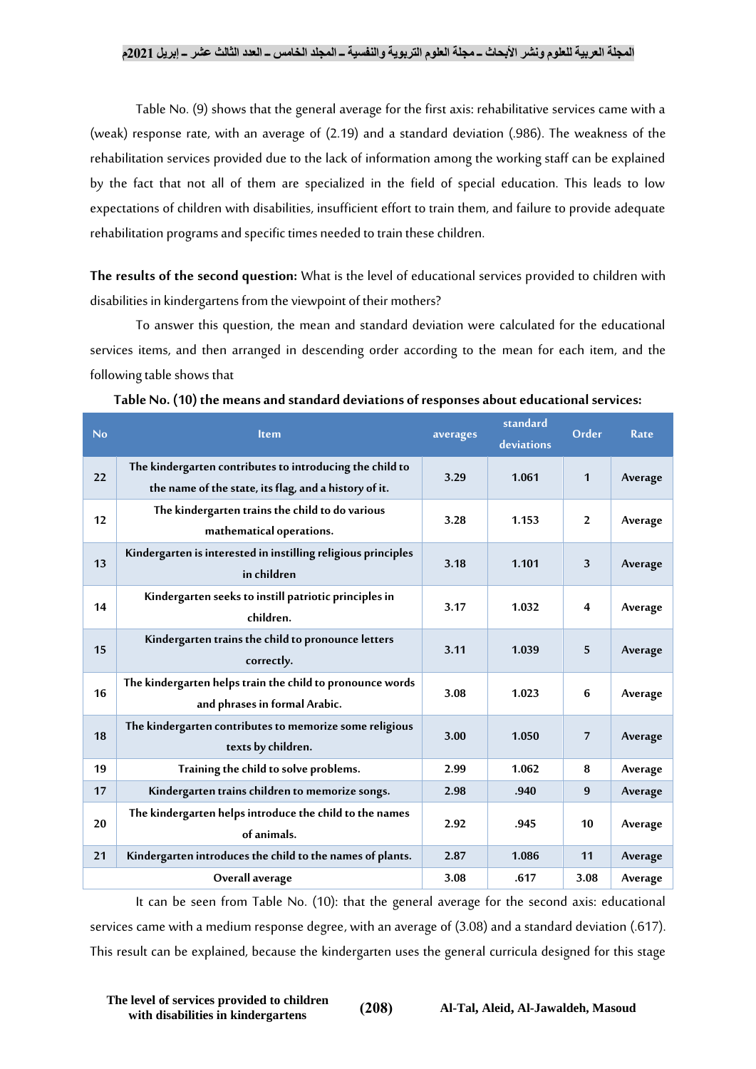Table No. (9) shows that the general average for the first axis: rehabilitative services came with a (weak) response rate, with an average of (2.19) and a standard deviation (.986). The weakness of the rehabilitation services provided due to the lack of information among the working staff can be explained by the fact that not all of them are specialized in the field of special education. This leads to low expectations of children with disabilities, insufficient effort to train them, and failure to provide adequate rehabilitation programs and specific times needed to train these children.

**The results of the second question:** What is the level of educational services provided to children with disabilities in kindergartens from the viewpoint of their mothers?

To answer this question, the mean and standard deviation were calculated for the educational services items, and then arranged in descending order according to the mean for each item, and the following table shows that

**Table No. (10) the means and standard deviations of responses about educational services:**

| No | Item | averages | standard deviations | Order | Rate |
|---|---|---|---|---|---|
| 22 | The kindergarten contributes to introducing the child to the name of the state, its flag, and a history of it. | 3.29 | 1.061 | 1 | Average |
| 12 | The kindergarten trains the child to do various mathematical operations. | 3.28 | 1.153 | 2 | Average |
| 13 | Kindergarten is interested in instilling religious principles in children | 3.18 | 1.101 | 3 | Average |
| 14 | Kindergarten seeks to instill patriotic principles in children. | 3.17 | 1.032 | 4 | Average |
| 15 | Kindergarten trains the child to pronounce letters correctly. | 3.11 | 1.039 | 5 | Average |
| 16 | The kindergarten helps train the child to pronounce words and phrases in formal Arabic. | 3.08 | 1.023 | 6 | Average |
| 18 | The kindergarten contributes to memorize some religious texts by children. | 3.00 | 1.050 | 7 | Average |
| 19 | Training the child to solve problems. | 2.99 | 1.062 | 8 | Average |
| 17 | Kindergarten trains children to memorize songs. | 2.98 | .940 | 9 | Average |
| 20 | The kindergarten helps introduce the child to the names of animals. | 2.92 | .945 | 10 | Average |
| 21 | Kindergarten introduces the child to the names of plants. | 2.87 | 1.086 | 11 | Average |
| Overall average | | 3.08 | .617 | 3.08 | Average |

It can be seen from Table No. (10): that the general average for the second axis: educational services came with a medium response degree, with an average of (3.08) and a standard deviation (.617). This result can be explained, because the kindergarten uses the general curricula designed for this stage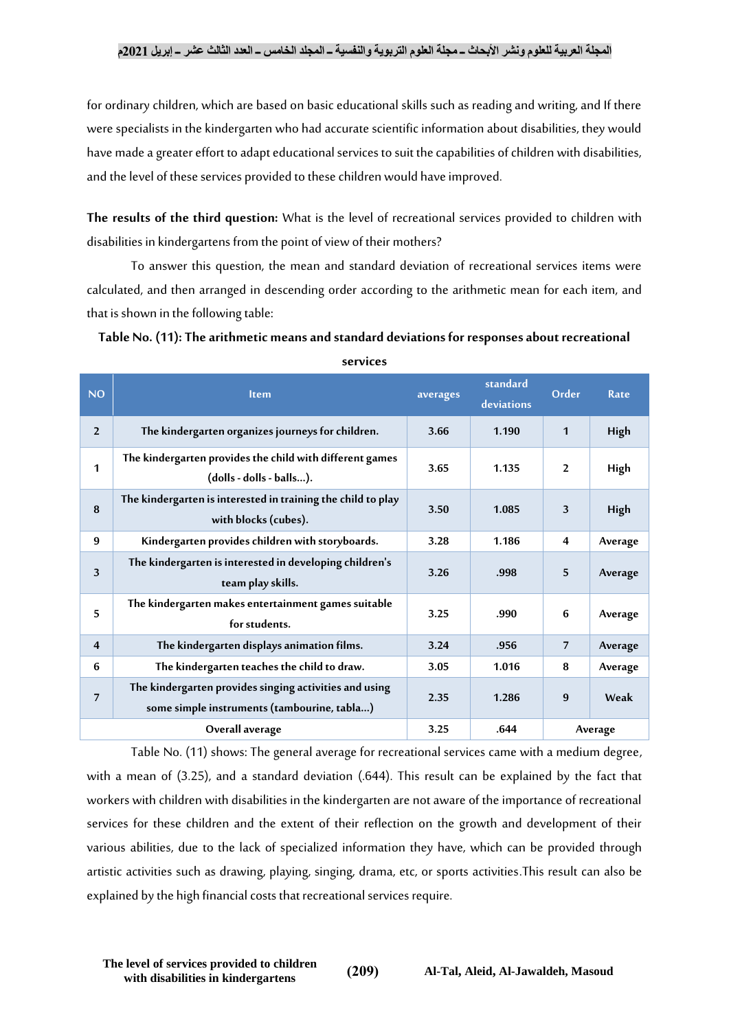for ordinary children, which are based on basic educational skills such as reading and writing, and If there were specialists in the kindergarten who had accurate scientific information about disabilities, they would have made a greater effort to adapt educational services to suit the capabilities of children with disabilities, and the level of these services provided to these children would have improved.

**The results of the third question:** What is the level of recreational services provided to children with disabilities in kindergartens from the point of view of their mothers?

To answer this question, the mean and standard deviation of recreational services items were calculated, and then arranged in descending order according to the arithmetic mean for each item, and that is shown in the following table:

**Table No. (11): The arithmetic means and standard deviations for responses about recreational services**

| NO | Item | averages | standard deviations | Order | Rate |
|---|---|---|---|---|---|
| 2 | The kindergarten organizes journeys for children. | 3.66 | 1.190 | 1 | High |
| 1 | The kindergarten provides the child with different games (dolls - dolls - balls...). | 3.65 | 1.135 | 2 | High |
| 8 | The kindergarten is interested in training the child to play with blocks (cubes). | 3.50 | 1.085 | 3 | High |
| 9 | Kindergarten provides children with storyboards. | 3.28 | 1.186 | 4 | Average |
| 3 | The kindergarten is interested in developing children's team play skills. | 3.26 | .998 | 5 | Average |
| 5 | The kindergarten makes entertainment games suitable for students. | 3.25 | .990 | 6 | Average |
| 4 | The kindergarten displays animation films. | 3.24 | .956 | 7 | Average |
| 6 | The kindergarten teaches the child to draw. | 3.05 | 1.016 | 8 | Average |
| 7 | The kindergarten provides singing activities and using some simple instruments (tambourine, tabla...) | 2.35 | 1.286 | 9 | Weak |
| | Overall average | 3.25 | .644 | Average | |

Table No. (11) shows: The general average for recreational services came with a medium degree, with a mean of (3.25), and a standard deviation (.644). This result can be explained by the fact that workers with children with disabilities in the kindergarten are not aware of the importance of recreational services for these children and the extent of their reflection on the growth and development of their various abilities, due to the lack of specialized information they have, which can be provided through artistic activities such as drawing, playing, singing, drama, etc, or sports activities.This result can also be explained by the high financial costs that recreational services require.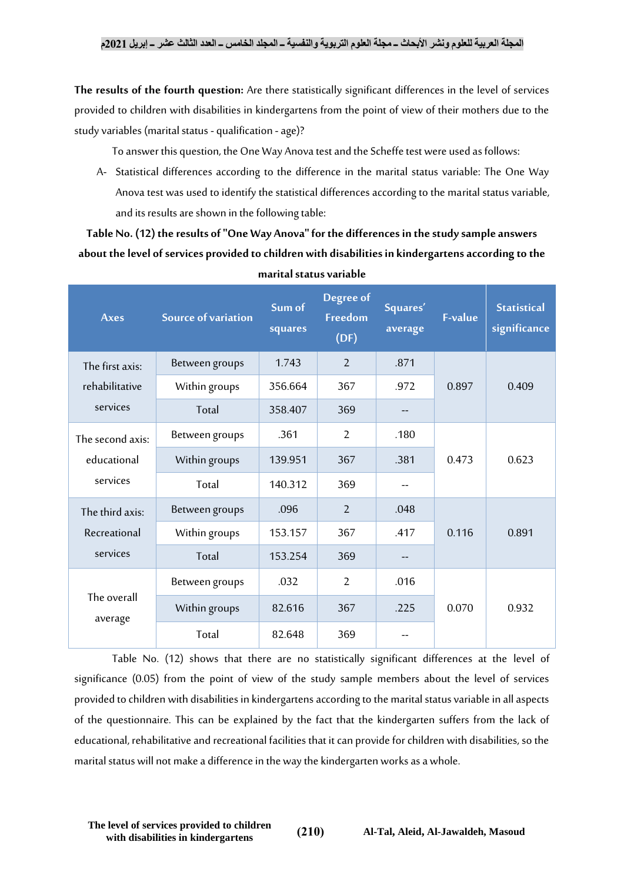**The results of the fourth question:** Are there statistically significant differences in the level of services provided to children with disabilities in kindergartens from the point of view of their mothers due to the study variables (marital status - qualification - age)?

To answer this question, the One Way Anova test and the Scheffe test were used as follows:

A- Statistical differences according to the difference in the marital status variable: The One Way Anova test was used to identify the statistical differences according to the marital status variable, and its results are shown in the following table:

**Table No. (12) the results of "One Way Anova" for the differences in the study sample answers about the level of services provided to children with disabilities in kindergartens according to the marital status variable**

| Axes | Source of variation | Sum of squares | Degree of Freedom (DF) | Squares' average | F-value | Statistical significance |
|---|---|---|---|---|---|---|
| The first axis: rehabilitative services | Between groups | 1.743 | 2 | .871 | 0.897 | 0.409 |
| | Within groups | 356.664 | 367 | .972 | | |
| | Total | 358.407 | 369 | -- | | |
| The second axis: educational services | Between groups | .361 | 2 | .180 | 0.473 | 0.623 |
| | Within groups | 139.951 | 367 | .381 | | |
| | Total | 140.312 | 369 | -- | | |
| The third axis: Recreational services | Between groups | .096 | 2 | .048 | 0.116 | 0.891 |
| | Within groups | 153.157 | 367 | .417 | | |
| | Total | 153.254 | 369 | -- | | |
| The overall average | Between groups | .032 | 2 | .016 | 0.070 | 0.932 |
| | Within groups | 82.616 | 367 | .225 | | |
| | Total | 82.648 | 369 | -- | | |

Table No. (12) shows that there are no statistically significant differences at the level of significance (0.05) from the point of view of the study sample members about the level of services provided to children with disabilities in kindergartens according to the marital status variable in all aspects of the questionnaire. This can be explained by the fact that the kindergarten suffers from the lack of educational, rehabilitative and recreational facilities that it can provide for children with disabilities, so the marital status will not make a difference in the way the kindergarten works as a whole.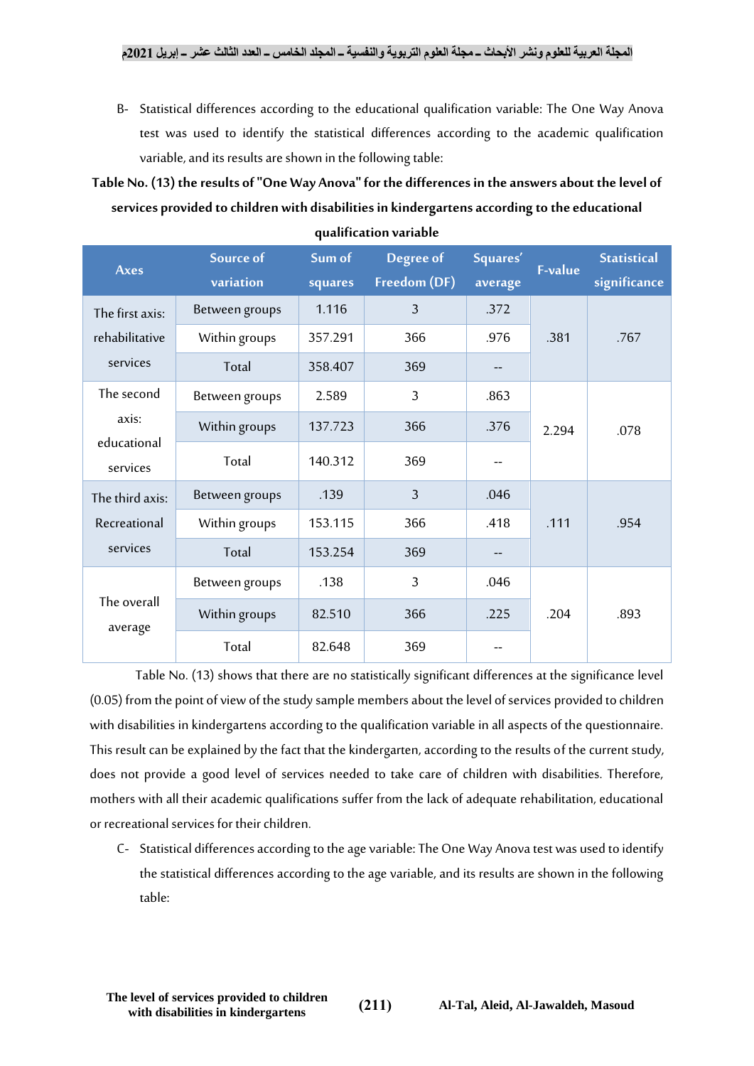B- Statistical differences according to the educational qualification variable: The One Way Anova test was used to identify the statistical differences according to the academic qualification variable, and its results are shown in the following table:

**Table No. (13) the results of "One Way Anova" for the differences in the answers about the level of services provided to children with disabilities in kindergartens according to the educational qualification variable**

| Axes | Source of variation | Sum of squares | Degree of Freedom (DF) | Squares' average | F-value | Statistical significance |
|---|---|---|---|---|---|---|
| The first axis: rehabilitative services | Between groups | 1.116 | 3 | .372 | .381 | .767 |
| | Within groups | 357.291 | 366 | .976 | | |
| | Total | 358.407 | 369 | -- | | |
| The second axis: educational services | Between groups | 2.589 | 3 | .863 | 2.294 | .078 |
| | Within groups | 137.723 | 366 | .376 | | |
| | Total | 140.312 | 369 | -- | | |
| The third axis: Recreational services | Between groups | .139 | 3 | .046 | .111 | .954 |
| | Within groups | 153.115 | 366 | .418 | | |
| | Total | 153.254 | 369 | -- | | |
| The overall average | Between groups | .138 | 3 | .046 | .204 | .893 |
| | Within groups | 82.510 | 366 | .225 | | |
| | Total | 82.648 | 369 | -- | | |

Table No. (13) shows that there are no statistically significant differences at the significance level (0.05) from the point of view of the study sample members about the level of services provided to children with disabilities in kindergartens according to the qualification variable in all aspects of the questionnaire. This result can be explained by the fact that the kindergarten, according to the results of the current study, does not provide a good level of services needed to take care of children with disabilities. Therefore, mothers with all their academic qualifications suffer from the lack of adequate rehabilitation, educational or recreational services for their children.

C- Statistical differences according to the age variable: The One Way Anova test was used to identify the statistical differences according to the age variable, and its results are shown in the following table: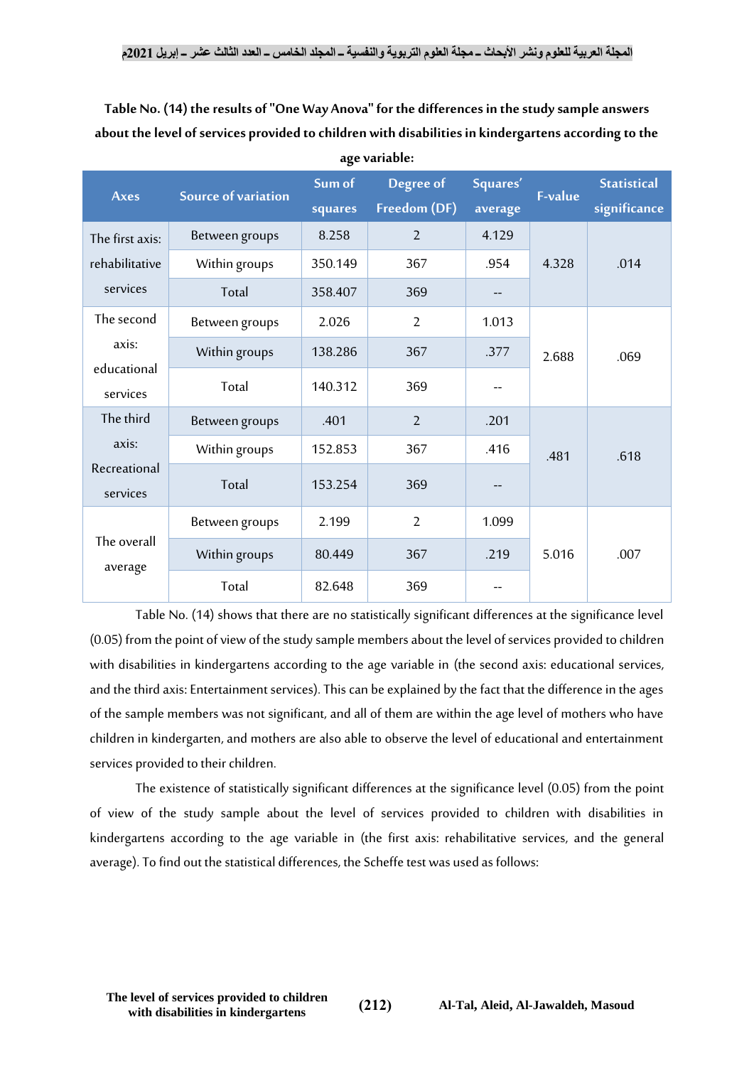**Table No. (14) the results of "One Way Anova" for the differences in the study sample answers about the level of services provided to children with disabilities in kindergartens according to the age variable:**

| Axes | Source of variation | Sum of squares | Degree of Freedom (DF) | Squares' average | F-value | Statistical significance |
|---|---|---|---|---|---|---|
| The first axis: rehabilitative services | Between groups | 8.258 | 2 | 4.129 | 4.328 | .014 |
| | Within groups | 350.149 | 367 | .954 | | |
| | Total | 358.407 | 369 | -- | | |
| The second axis: educational services | Between groups | 2.026 | 2 | 1.013 | 2.688 | .069 |
| | Within groups | 138.286 | 367 | .377 | | |
| | Total | 140.312 | 369 | -- | | |
| The third axis: Recreational services | Between groups | .401 | 2 | .201 | .481 | .618 |
| | Within groups | 152.853 | 367 | .416 | | |
| | Total | 153.254 | 369 | -- | | |
| The overall average | Between groups | 2.199 | 2 | 1.099 | 5.016 | .007 |
| | Within groups | 80.449 | 367 | .219 | | |
| | Total | 82.648 | 369 | -- | | |

Table No. (14) shows that there are no statistically significant differences at the significance level (0.05) from the point of view of the study sample members about the level of services provided to children with disabilities in kindergartens according to the age variable in (the second axis: educational services, and the third axis: Entertainment services). This can be explained by the fact that the difference in the ages of the sample members was not significant, and all of them are within the age level of mothers who have children in kindergarten, and mothers are also able to observe the level of educational and entertainment services provided to their children.

The existence of statistically significant differences at the significance level (0.05) from the point of view of the study sample about the level of services provided to children with disabilities in kindergartens according to the age variable in (the first axis: rehabilitative services, and the general average). To find out the statistical differences, the Scheffe test was used as follows: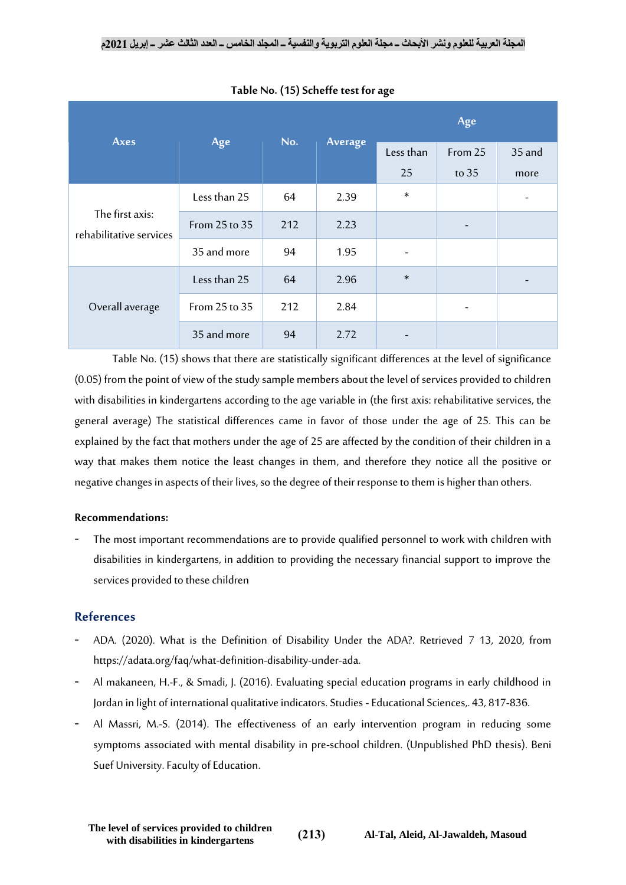**Table No. (15) Scheffe test for age**

| Axes | Age | No. | Average | Age | | |
|---|---|---|---|---|---|---|
| | | | | Less than 25 | From 25 to 35 | 35 and more |
| The first axis: rehabilitative services | Less than 25 | 64 | 2.39 | * | | - |
| | From 25 to 35 | 212 | 2.23 | | - | |
| | 35 and more | 94 | 1.95 | - | | |
| Overall average | Less than 25 | 64 | 2.96 | * | | - |
| | From 25 to 35 | 212 | 2.84 | | - | |
| | 35 and more | 94 | 2.72 | - | | |

Table No. (15) shows that there are statistically significant differences at the level of significance (0.05) from the point of view of the study sample members about the level of services provided to children with disabilities in kindergartens according to the age variable in (the first axis: rehabilitative services, the general average) The statistical differences came in favor of those under the age of 25. This can be explained by the fact that mothers under the age of 25 are affected by the condition of their children in a way that makes them notice the least changes in them, and therefore they notice all the positive or negative changes in aspects of their lives, so the degree of their response to them is higher than others.

**Recommendations:**

- The most important recommendations are to provide qualified personnel to work with children with disabilities in kindergartens, in addition to providing the necessary financial support to improve the services provided to these children

## References

- ADA. (2020). What is the Definition of Disability Under the ADA?. Retrieved 7 13, 2020, from https://adata.org/faq/what-definition-disability-under-ada.
- Al makaneen, H.-F., & Smadi, J. (2016). Evaluating special education programs in early childhood in Jordan in light of international qualitative indicators. Studies - Educational Sciences,. 43, 817-836.
- Al Massri, M.-S. (2014). The effectiveness of an early intervention program in reducing some symptoms associated with mental disability in pre-school children. (Unpublished PhD thesis). Beni Suef University. Faculty of Education.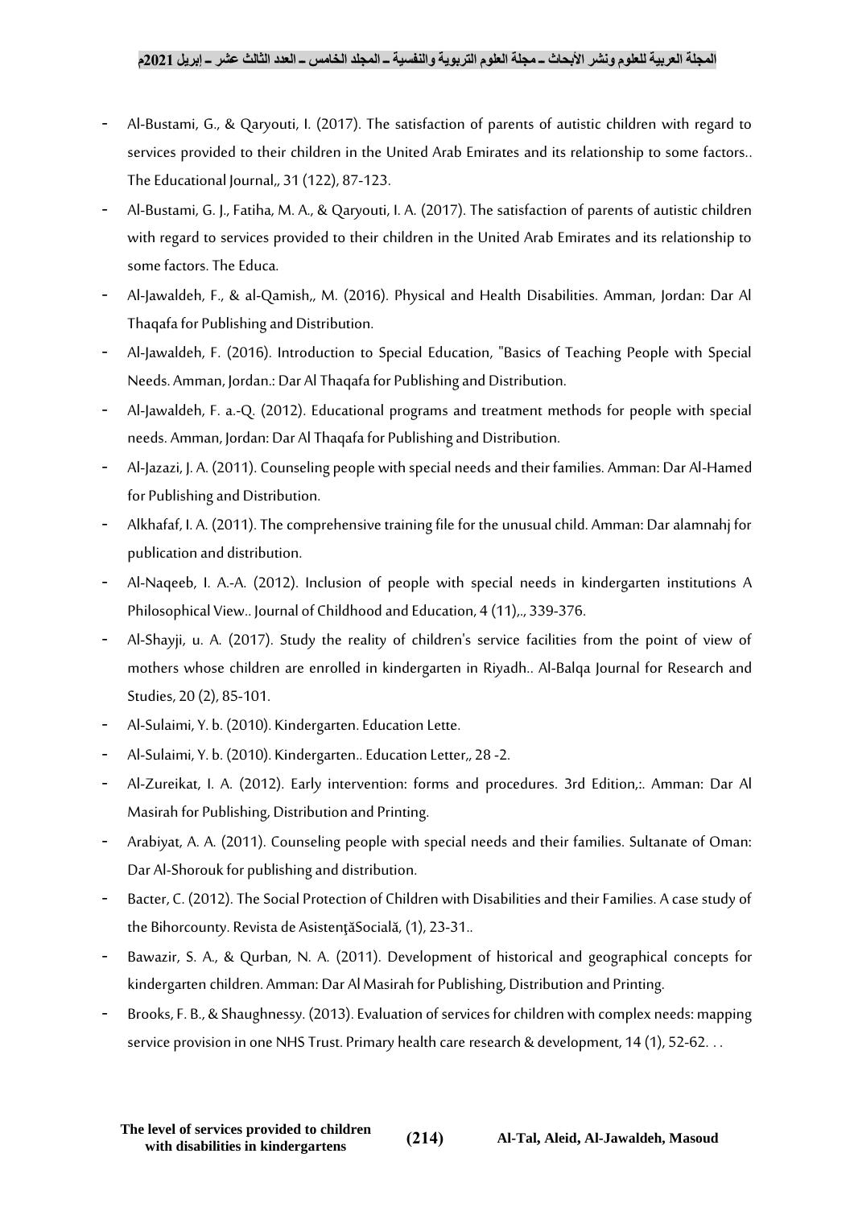- Al-Bustami, G., & Qaryouti, I. (2017). The satisfaction of parents of autistic children with regard to services provided to their children in the United Arab Emirates and its relationship to some factors.. The Educational Journal,, 31 (122), 87-123.
- Al-Bustami, G. J., Fatiha, M. A., & Qaryouti, I. A. (2017). The satisfaction of parents of autistic children with regard to services provided to their children in the United Arab Emirates and its relationship to some factors. The Educa.
- Al-Jawaldeh, F., & al-Qamish,, M. (2016). Physical and Health Disabilities. Amman, Jordan: Dar Al Thaqafa for Publishing and Distribution.
- Al-Jawaldeh, F. (2016). Introduction to Special Education, "Basics of Teaching People with Special Needs. Amman, Jordan.: Dar Al Thaqafa for Publishing and Distribution.
- Al-Jawaldeh, F. a.-Q. (2012). Educational programs and treatment methods for people with special needs. Amman, Jordan: Dar Al Thaqafa for Publishing and Distribution.
- Al-Jazazi, J. A. (2011). Counseling people with special needs and their families. Amman: Dar Al-Hamed for Publishing and Distribution.
- Alkhafaf, I. A. (2011). The comprehensive training file for the unusual child. Amman: Dar alamnahj for publication and distribution.
- Al-Naqeeb, I. A.-A. (2012). Inclusion of people with special needs in kindergarten institutions A Philosophical View.. Journal of Childhood and Education, 4 (11),., 339-376.
- Al-Shayji, u. A. (2017). Study the reality of children's service facilities from the point of view of mothers whose children are enrolled in kindergarten in Riyadh.. Al-Balqa Journal for Research and Studies, 20 (2), 85-101.
- Al-Sulaimi, Y. b. (2010). Kindergarten. Education Lette.
- Al-Sulaimi, Y. b. (2010). Kindergarten.. Education Letter,, 28 -2.
- Al-Zureikat, I. A. (2012). Early intervention: forms and procedures. 3rd Edition,:. Amman: Dar Al Masirah for Publishing, Distribution and Printing.
- Arabiyat, A. A. (2011). Counseling people with special needs and their families. Sultanate of Oman: Dar Al-Shorouk for publishing and distribution.
- Bacter, C. (2012). The Social Protection of Children with Disabilities and their Families. A case study of the Bihorcounty. Revista de AsistenţăSocială, (1), 23-31..
- Bawazir, S. A., & Qurban, N. A. (2011). Development of historical and geographical concepts for kindergarten children. Amman: Dar Al Masirah for Publishing, Distribution and Printing.
- Brooks, F. B., & Shaughnessy. (2013). Evaluation of services for children with complex needs: mapping service provision in one NHS Trust. Primary health care research & development, 14 (1), 52-62. . .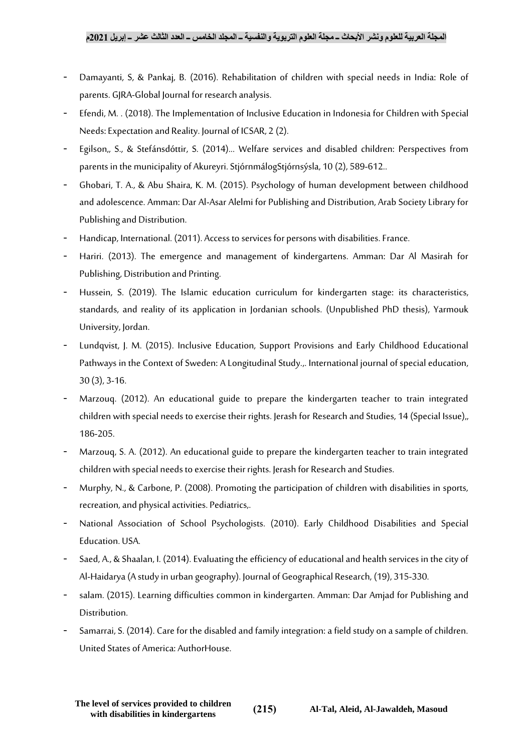- Damayanti, S, & Pankaj, B. (2016). Rehabilitation of children with special needs in India: Role of parents. GJRA-Global Journal for research analysis.
- Efendi, M. . (2018). The Implementation of Inclusive Education in Indonesia for Children with Special Needs: Expectation and Reality. Journal of ICSAR, 2 (2).
- Egilson,, S., & Stefánsdóttir, S. (2014)... Welfare services and disabled children: Perspectives from parents in the municipality of Akureyri. StjórnmálogStjórnsýsla, 10 (2), 589-612..
- Ghobari, T. A., & Abu Shaira, K. M. (2015). Psychology of human development between childhood and adolescence. Amman: Dar Al-Asar Alelmi for Publishing and Distribution, Arab Society Library for Publishing and Distribution.
- Handicap, International. (2011). Access to services for persons with disabilities. France.
- Hariri. (2013). The emergence and management of kindergartens. Amman: Dar Al Masirah for Publishing, Distribution and Printing.
- Hussein, S. (2019). The Islamic education curriculum for kindergarten stage: its characteristics, standards, and reality of its application in Jordanian schools. (Unpublished PhD thesis), Yarmouk University, Jordan.
- Lundqvist, J. M. (2015). Inclusive Education, Support Provisions and Early Childhood Educational Pathways in the Context of Sweden: A Longitudinal Study.,. International journal of special education, 30 (3), 3-16.
- Marzouq. (2012). An educational guide to prepare the kindergarten teacher to train integrated children with special needs to exercise their rights. Jerash for Research and Studies, 14 (Special Issue),, 186-205.
- Marzouq, S. A. (2012). An educational guide to prepare the kindergarten teacher to train integrated children with special needs to exercise their rights. Jerash for Research and Studies.
- Murphy, N., & Carbone, P. (2008). Promoting the participation of children with disabilities in sports, recreation, and physical activities. Pediatrics,.
- National Association of School Psychologists. (2010). Early Childhood Disabilities and Special Education. USA.
- Saed, A., & Shaalan, I. (2014). Evaluating the efficiency of educational and health services in the city of Al-Haidarya (A study in urban geography). Journal of Geographical Research, (19), 315-330.
- salam. (2015). Learning difficulties common in kindergarten. Amman: Dar Amjad for Publishing and Distribution.
- Samarrai, S. (2014). Care for the disabled and family integration: a field study on a sample of children. United States of America: AuthorHouse.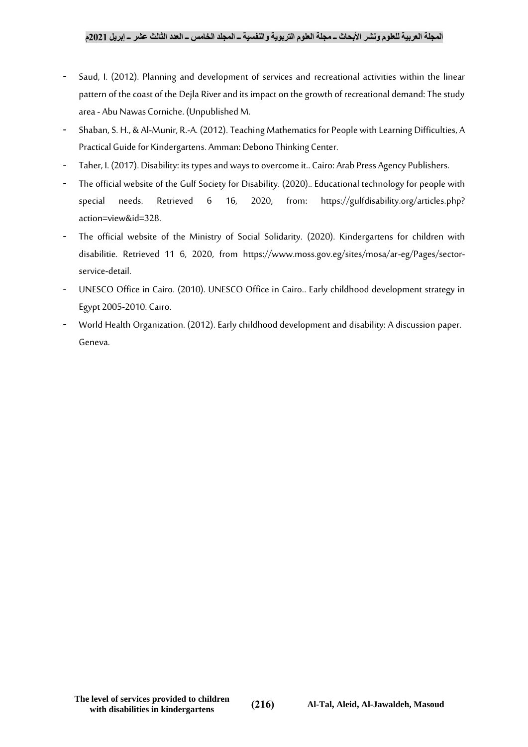- Saud, I. (2012). Planning and development of services and recreational activities within the linear pattern of the coast of the Dejla River and its impact on the growth of recreational demand: The study area - Abu Nawas Corniche. (Unpublished M.
- Shaban, S. H., & Al-Munir, R.-A. (2012). Teaching Mathematics for People with Learning Difficulties, A Practical Guide for Kindergartens. Amman: Debono Thinking Center.
- Taher, I. (2017). Disability: its types and ways to overcome it.. Cairo: Arab Press Agency Publishers.
- The official website of the Gulf Society for Disability. (2020).. Educational technology for people with special needs. Retrieved 6 16, 2020, from: https://gulfdisability.org/articles.php?action=view&id=328.
- The official website of the Ministry of Social Solidarity. (2020). Kindergartens for children with disabilitie. Retrieved 11 6, 2020, from https://www.moss.gov.eg/sites/mosa/ar-eg/Pages/sector-service-detail.
- UNESCO Office in Cairo. (2010). UNESCO Office in Cairo.. Early childhood development strategy in Egypt 2005-2010. Cairo.
- World Health Organization. (2012). Early childhood development and disability: A discussion paper. Geneva.